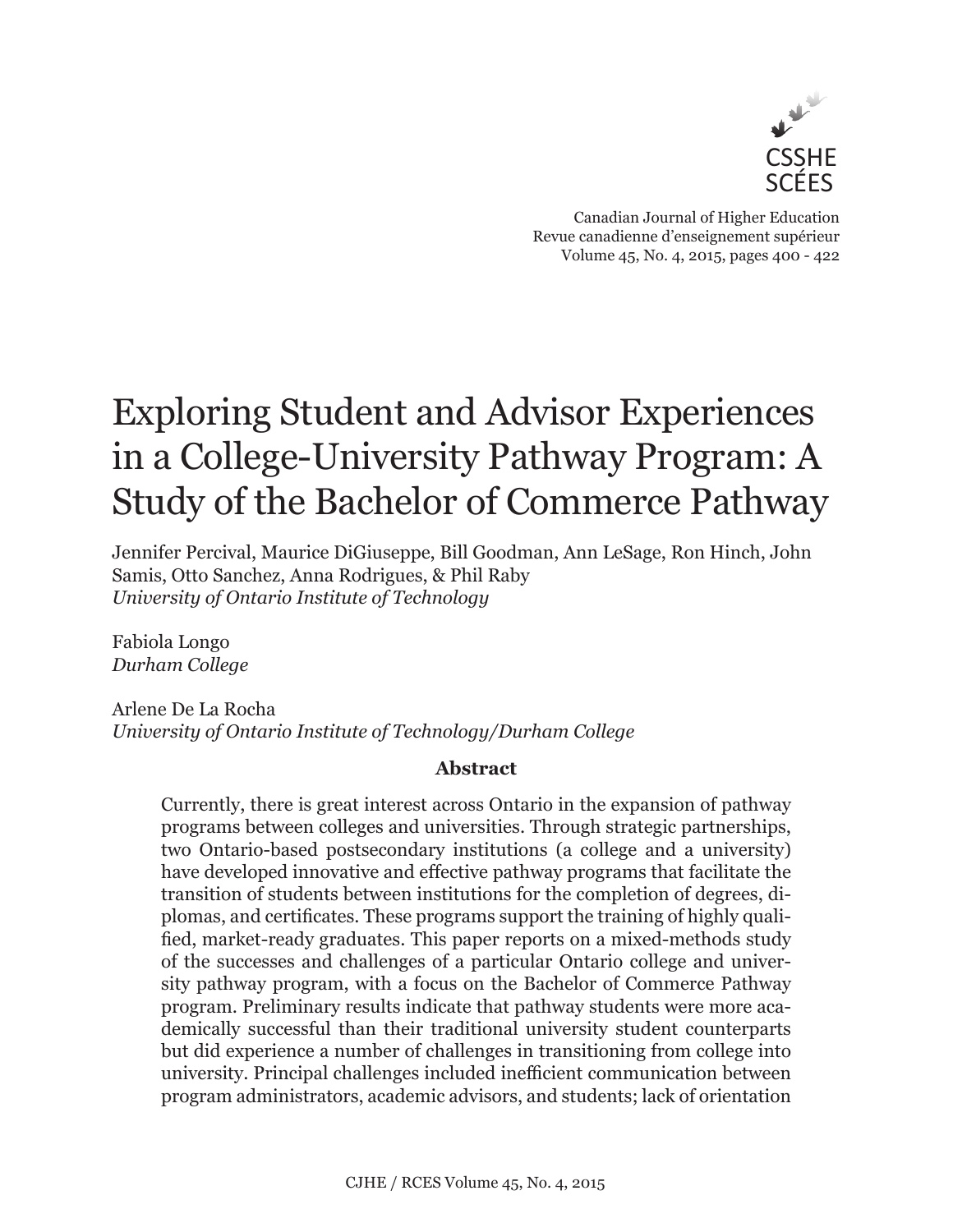# Exploring Student and Advisor Experiences in a College-University Pathway Program: A Study of the Bachelor of Commerce Pathway

Jennifer Percival, Maurice DiGiuseppe, Bill Goodman, Ann LeSage, Ron Hinch, John Samis, Otto Sanchez, Anna Rodrigues, & Phil Raby
*University of Ontario Institute of Technology*

Fabiola Longo
*Durham College*

Arlene De La Rocha
*University of Ontario Institute of Technology/Durham College*

## Abstract

Currently, there is great interest across Ontario in the expansion of pathway programs between colleges and universities. Through strategic partnerships, two Ontario-based postsecondary institutions (a college and a university) have developed innovative and effective pathway programs that facilitate the transition of students between institutions for the completion of degrees, diplomas, and certificates. These programs support the training of highly qualified, market-ready graduates. This paper reports on a mixed-methods study of the successes and challenges of a particular Ontario college and university pathway program, with a focus on the Bachelor of Commerce Pathway program. Preliminary results indicate that pathway students were more academically successful than their traditional university student counterparts but did experience a number of challenges in transitioning from college into university. Principal challenges included inefficient communication between program administrators, academic advisors, and students; lack of orientation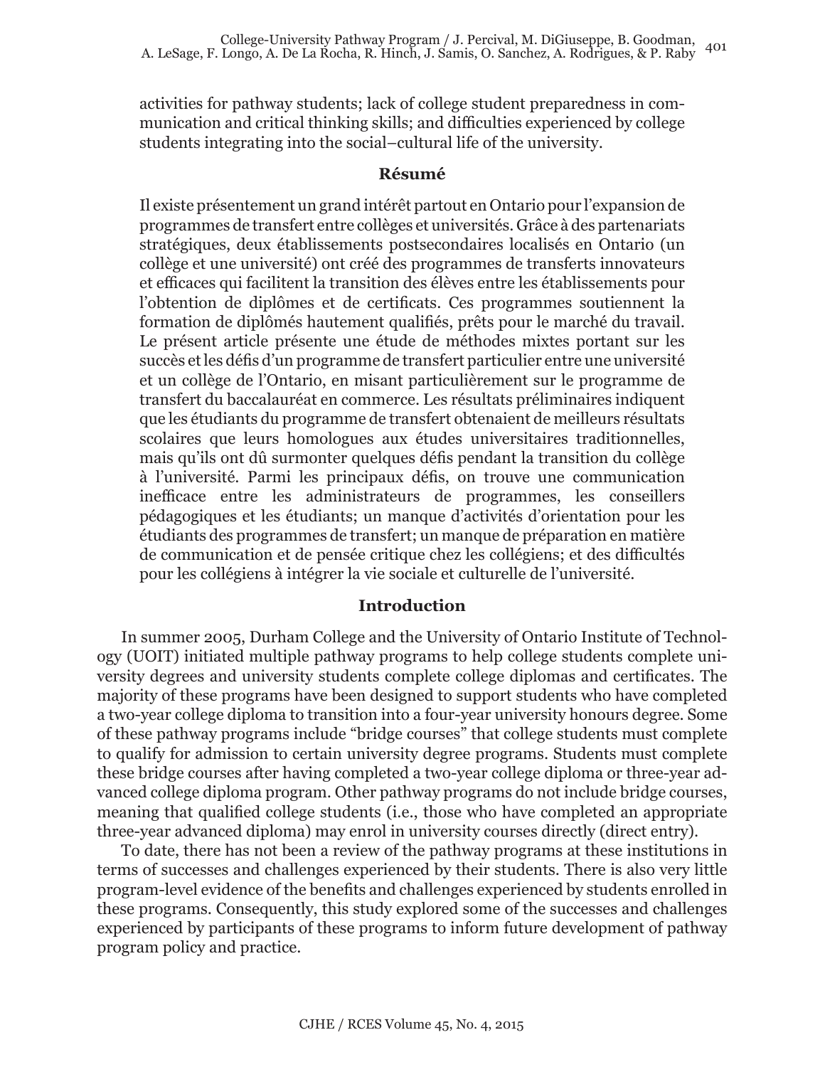activities for pathway students; lack of college student preparedness in communication and critical thinking skills; and difficulties experienced by college students integrating into the social–cultural life of the university.

## Résumé

Il existe présentement un grand intérêt partout en Ontario pour l'expansion de programmes de transfert entre collèges et universités. Grâce à des partenariats stratégiques, deux établissements postsecondaires localisés en Ontario (un collège et une université) ont créé des programmes de transferts innovateurs et efficaces qui facilitent la transition des élèves entre les établissements pour l'obtention de diplômes et de certificats. Ces programmes soutiennent la formation de diplômés hautement qualifiés, prêts pour le marché du travail. Le présent article présente une étude de méthodes mixtes portant sur les succès et les défis d'un programme de transfert particulier entre une université et un collège de l'Ontario, en misant particulièrement sur le programme de transfert du baccalauréat en commerce. Les résultats préliminaires indiquent que les étudiants du programme de transfert obtenaient de meilleurs résultats scolaires que leurs homologues aux études universitaires traditionnelles, mais qu'ils ont dû surmonter quelques défis pendant la transition du collège à l'université. Parmi les principaux défis, on trouve une communication inefficace entre les administrateurs de programmes, les conseillers pédagogiques et les étudiants; un manque d'activités d'orientation pour les étudiants des programmes de transfert; un manque de préparation en matière de communication et de pensée critique chez les collégiens; et des difficultés pour les collégiens à intégrer la vie sociale et culturelle de l'université.

## Introduction

In summer 2005, Durham College and the University of Ontario Institute of Technology (UOIT) initiated multiple pathway programs to help college students complete university degrees and university students complete college diplomas and certificates. The majority of these programs have been designed to support students who have completed a two-year college diploma to transition into a four-year university honours degree. Some of these pathway programs include "bridge courses" that college students must complete to qualify for admission to certain university degree programs. Students must complete these bridge courses after having completed a two-year college diploma or three-year advanced college diploma program. Other pathway programs do not include bridge courses, meaning that qualified college students (i.e., those who have completed an appropriate three-year advanced diploma) may enrol in university courses directly (direct entry).

To date, there has not been a review of the pathway programs at these institutions in terms of successes and challenges experienced by their students. There is also very little program-level evidence of the benefits and challenges experienced by students enrolled in these programs. Consequently, this study explored some of the successes and challenges experienced by participants of these programs to inform future development of pathway program policy and practice.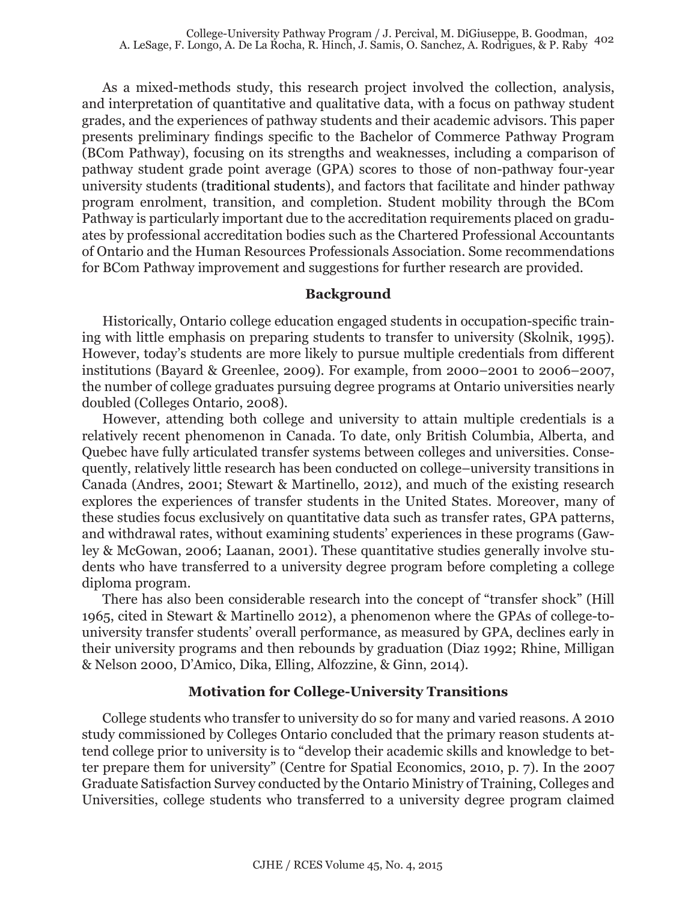As a mixed-methods study, this research project involved the collection, analysis, and interpretation of quantitative and qualitative data, with a focus on pathway student grades, and the experiences of pathway students and their academic advisors. This paper presents preliminary findings specific to the Bachelor of Commerce Pathway Program (BCom Pathway), focusing on its strengths and weaknesses, including a comparison of pathway student grade point average (GPA) scores to those of non-pathway four-year university students (traditional students), and factors that facilitate and hinder pathway program enrolment, transition, and completion. Student mobility through the BCom Pathway is particularly important due to the accreditation requirements placed on graduates by professional accreditation bodies such as the Chartered Professional Accountants of Ontario and the Human Resources Professionals Association. Some recommendations for BCom Pathway improvement and suggestions for further research are provided.

## Background

Historically, Ontario college education engaged students in occupation-specific training with little emphasis on preparing students to transfer to university (Skolnik, 1995). However, today's students are more likely to pursue multiple credentials from different institutions (Bayard & Greenlee, 2009). For example, from 2000–2001 to 2006–2007, the number of college graduates pursuing degree programs at Ontario universities nearly doubled (Colleges Ontario, 2008).

However, attending both college and university to attain multiple credentials is a relatively recent phenomenon in Canada. To date, only British Columbia, Alberta, and Quebec have fully articulated transfer systems between colleges and universities. Consequently, relatively little research has been conducted on college–university transitions in Canada (Andres, 2001; Stewart & Martinello, 2012), and much of the existing research explores the experiences of transfer students in the United States. Moreover, many of these studies focus exclusively on quantitative data such as transfer rates, GPA patterns, and withdrawal rates, without examining students' experiences in these programs (Gawley & McGowan, 2006; Laanan, 2001). These quantitative studies generally involve students who have transferred to a university degree program before completing a college diploma program.

There has also been considerable research into the concept of "transfer shock" (Hill 1965, cited in Stewart & Martinello 2012), a phenomenon where the GPAs of college-to-university transfer students' overall performance, as measured by GPA, declines early in their university programs and then rebounds by graduation (Diaz 1992; Rhine, Milligan & Nelson 2000, D'Amico, Dika, Elling, Alfozzine, & Ginn, 2014).

## Motivation for College-University Transitions

College students who transfer to university do so for many and varied reasons. A 2010 study commissioned by Colleges Ontario concluded that the primary reason students attend college prior to university is to "develop their academic skills and knowledge to better prepare them for university" (Centre for Spatial Economics, 2010, p. 7). In the 2007 Graduate Satisfaction Survey conducted by the Ontario Ministry of Training, Colleges and Universities, college students who transferred to a university degree program claimed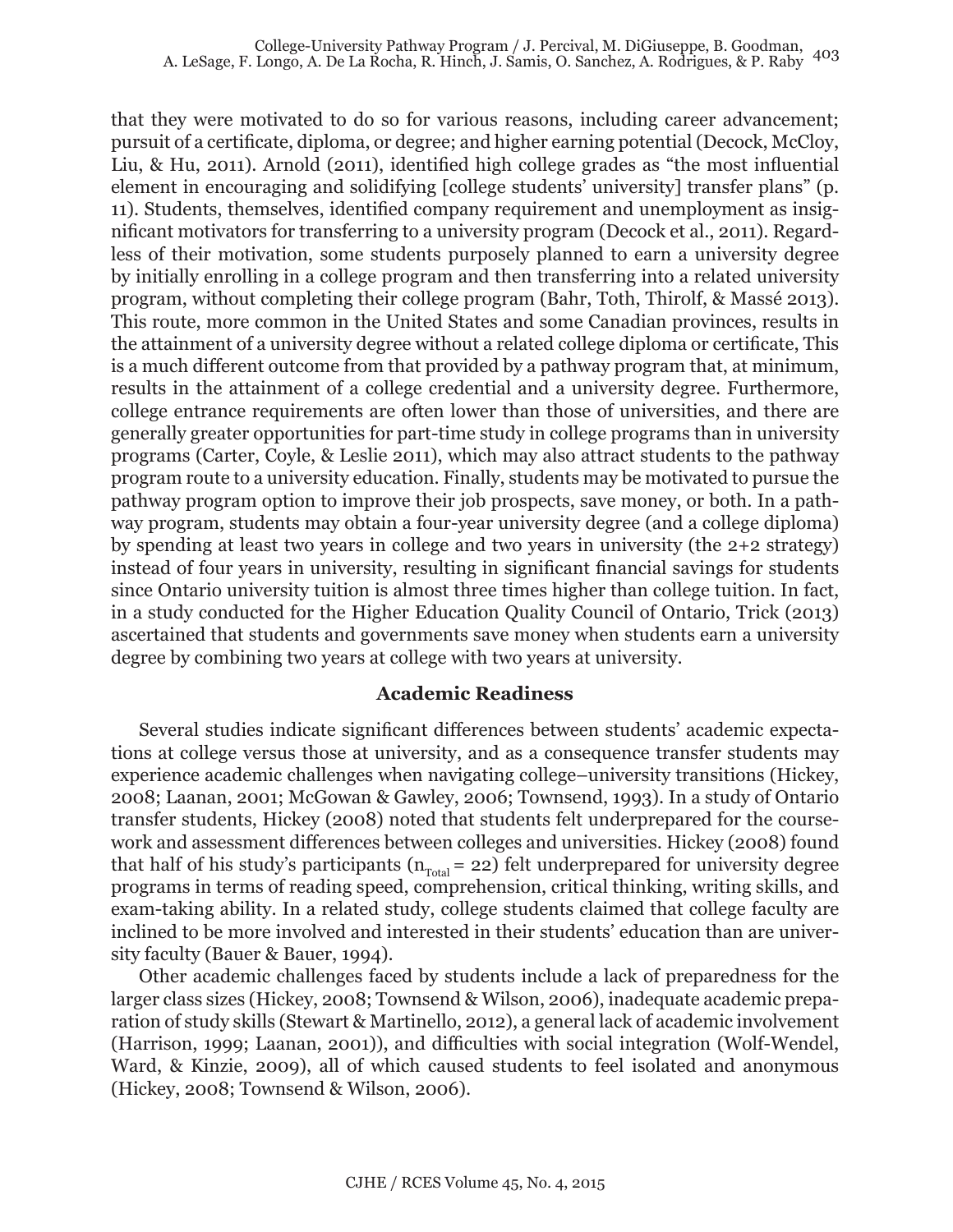that they were motivated to do so for various reasons, including career advancement; pursuit of a certificate, diploma, or degree; and higher earning potential (Decock, McCloy, Liu, & Hu, 2011). Arnold (2011), identified high college grades as "the most influential element in encouraging and solidifying [college students' university] transfer plans" (p. 11). Students, themselves, identified company requirement and unemployment as insignificant motivators for transferring to a university program (Decock et al., 2011). Regardless of their motivation, some students purposely planned to earn a university degree by initially enrolling in a college program and then transferring into a related university program, without completing their college program (Bahr, Toth, Thirolf, & Massé 2013). This route, more common in the United States and some Canadian provinces, results in the attainment of a university degree without a related college diploma or certificate, This is a much different outcome from that provided by a pathway program that, at minimum, results in the attainment of a college credential and a university degree. Furthermore, college entrance requirements are often lower than those of universities, and there are generally greater opportunities for part-time study in college programs than in university programs (Carter, Coyle, & Leslie 2011), which may also attract students to the pathway program route to a university education. Finally, students may be motivated to pursue the pathway program option to improve their job prospects, save money, or both. In a pathway program, students may obtain a four-year university degree (and a college diploma) by spending at least two years in college and two years in university (the 2+2 strategy) instead of four years in university, resulting in significant financial savings for students since Ontario university tuition is almost three times higher than college tuition. In fact, in a study conducted for the Higher Education Quality Council of Ontario, Trick (2013) ascertained that students and governments save money when students earn a university degree by combining two years at college with two years at university.

## Academic Readiness

Several studies indicate significant differences between students' academic expectations at college versus those at university, and as a consequence transfer students may experience academic challenges when navigating college–university transitions (Hickey, 2008; Laanan, 2001; McGowan & Gawley, 2006; Townsend, 1993). In a study of Ontario transfer students, Hickey (2008) noted that students felt underprepared for the coursework and assessment differences between colleges and universities. Hickey (2008) found that half of his study's participants ($n_{Total} = 22$) felt underprepared for university degree programs in terms of reading speed, comprehension, critical thinking, writing skills, and exam-taking ability. In a related study, college students claimed that college faculty are inclined to be more involved and interested in their students' education than are university faculty (Bauer & Bauer, 1994).

Other academic challenges faced by students include a lack of preparedness for the larger class sizes (Hickey, 2008; Townsend & Wilson, 2006), inadequate academic preparation of study skills (Stewart & Martinello, 2012), a general lack of academic involvement (Harrison, 1999; Laanan, 2001)), and difficulties with social integration (Wolf-Wendel, Ward, & Kinzie, 2009), all of which caused students to feel isolated and anonymous (Hickey, 2008; Townsend & Wilson, 2006).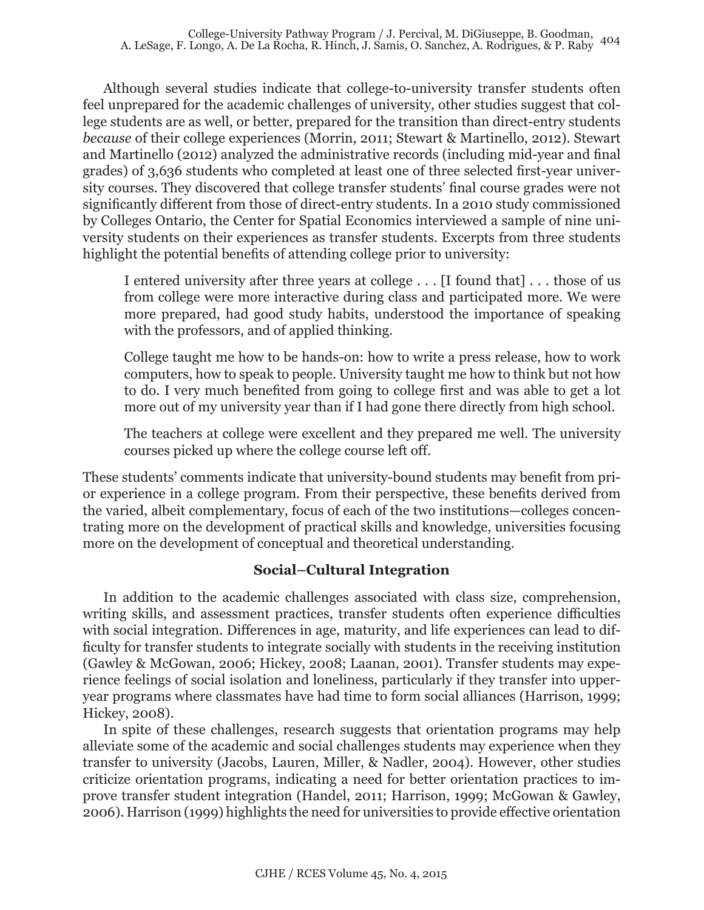Although several studies indicate that college-to-university transfer students often feel unprepared for the academic challenges of university, other studies suggest that college students are as well, or better, prepared for the transition than direct-entry students *because* of their college experiences (Morrin, 2011; Stewart & Martinello, 2012). Stewart and Martinello (2012) analyzed the administrative records (including mid-year and final grades) of 3,636 students who completed at least one of three selected first-year university courses. They discovered that college transfer students' final course grades were not significantly different from those of direct-entry students. In a 2010 study commissioned by Colleges Ontario, the Center for Spatial Economics interviewed a sample of nine university students on their experiences as transfer students. Excerpts from three students highlight the potential benefits of attending college prior to university:

> I entered university after three years at college . . . [I found that] . . . those of us from college were more interactive during class and participated more. We were more prepared, had good study habits, understood the importance of speaking with the professors, and of applied thinking.
>
> College taught me how to be hands-on: how to write a press release, how to work computers, how to speak to people. University taught me how to think but not how to do. I very much benefited from going to college first and was able to get a lot more out of my university year than if I had gone there directly from high school.
>
> The teachers at college were excellent and they prepared me well. The university courses picked up where the college course left off.

These students' comments indicate that university-bound students may benefit from prior experience in a college program. From their perspective, these benefits derived from the varied, albeit complementary, focus of each of the two institutions—colleges concentrating more on the development of practical skills and knowledge, universities focusing more on the development of conceptual and theoretical understanding.

## Social–Cultural Integration

In addition to the academic challenges associated with class size, comprehension, writing skills, and assessment practices, transfer students often experience difficulties with social integration. Differences in age, maturity, and life experiences can lead to difficulty for transfer students to integrate socially with students in the receiving institution (Gawley & McGowan, 2006; Hickey, 2008; Laanan, 2001). Transfer students may experience feelings of social isolation and loneliness, particularly if they transfer into upper-year programs where classmates have had time to form social alliances (Harrison, 1999; Hickey, 2008).

In spite of these challenges, research suggests that orientation programs may help alleviate some of the academic and social challenges students may experience when they transfer to university (Jacobs, Lauren, Miller, & Nadler, 2004). However, other studies criticize orientation programs, indicating a need for better orientation practices to improve transfer student integration (Handel, 2011; Harrison, 1999; McGowan & Gawley, 2006). Harrison (1999) highlights the need for universities to provide effective orientation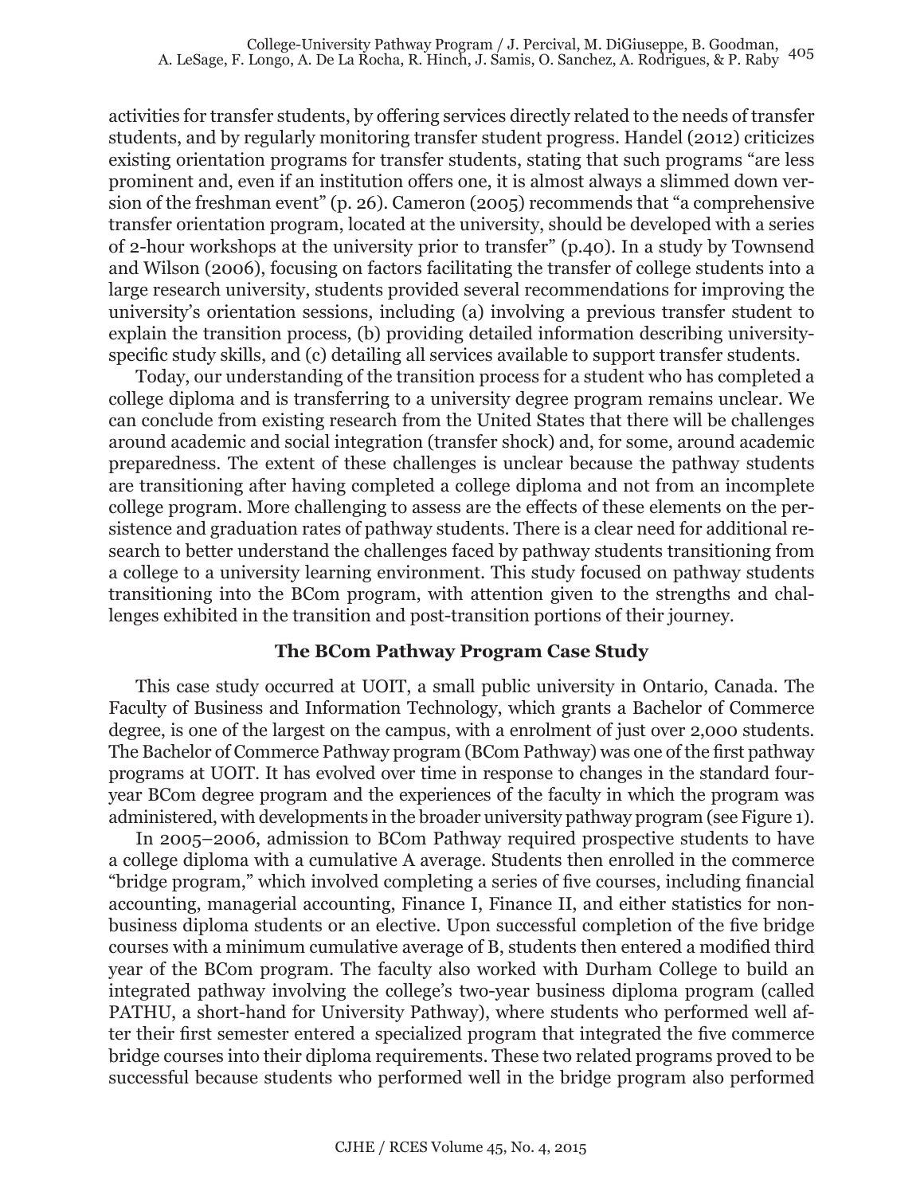activities for transfer students, by offering services directly related to the needs of transfer students, and by regularly monitoring transfer student progress. Handel (2012) criticizes existing orientation programs for transfer students, stating that such programs "are less prominent and, even if an institution offers one, it is almost always a slimmed down version of the freshman event" (p. 26). Cameron (2005) recommends that "a comprehensive transfer orientation program, located at the university, should be developed with a series of 2-hour workshops at the university prior to transfer" (p.40). In a study by Townsend and Wilson (2006), focusing on factors facilitating the transfer of college students into a large research university, students provided several recommendations for improving the university's orientation sessions, including (a) involving a previous transfer student to explain the transition process, (b) providing detailed information describing university-specific study skills, and (c) detailing all services available to support transfer students.

Today, our understanding of the transition process for a student who has completed a college diploma and is transferring to a university degree program remains unclear. We can conclude from existing research from the United States that there will be challenges around academic and social integration (transfer shock) and, for some, around academic preparedness. The extent of these challenges is unclear because the pathway students are transitioning after having completed a college diploma and not from an incomplete college program. More challenging to assess are the effects of these elements on the persistence and graduation rates of pathway students. There is a clear need for additional research to better understand the challenges faced by pathway students transitioning from a college to a university learning environment. This study focused on pathway students transitioning into the BCom program, with attention given to the strengths and challenges exhibited in the transition and post-transition portions of their journey.

## The BCom Pathway Program Case Study

This case study occurred at UOIT, a small public university in Ontario, Canada. The Faculty of Business and Information Technology, which grants a Bachelor of Commerce degree, is one of the largest on the campus, with a enrolment of just over 2,000 students. The Bachelor of Commerce Pathway program (BCom Pathway) was one of the first pathway programs at UOIT. It has evolved over time in response to changes in the standard four-year BCom degree program and the experiences of the faculty in which the program was administered, with developments in the broader university pathway program (see Figure 1).

In 2005–2006, admission to BCom Pathway required prospective students to have a college diploma with a cumulative A average. Students then enrolled in the commerce "bridge program," which involved completing a series of five courses, including financial accounting, managerial accounting, Finance I, Finance II, and either statistics for non-business diploma students or an elective. Upon successful completion of the five bridge courses with a minimum cumulative average of B, students then entered a modified third year of the BCom program. The faculty also worked with Durham College to build an integrated pathway involving the college's two-year business diploma program (called PATHU, a short-hand for University Pathway), where students who performed well after their first semester entered a specialized program that integrated the five commerce bridge courses into their diploma requirements. These two related programs proved to be successful because students who performed well in the bridge program also performed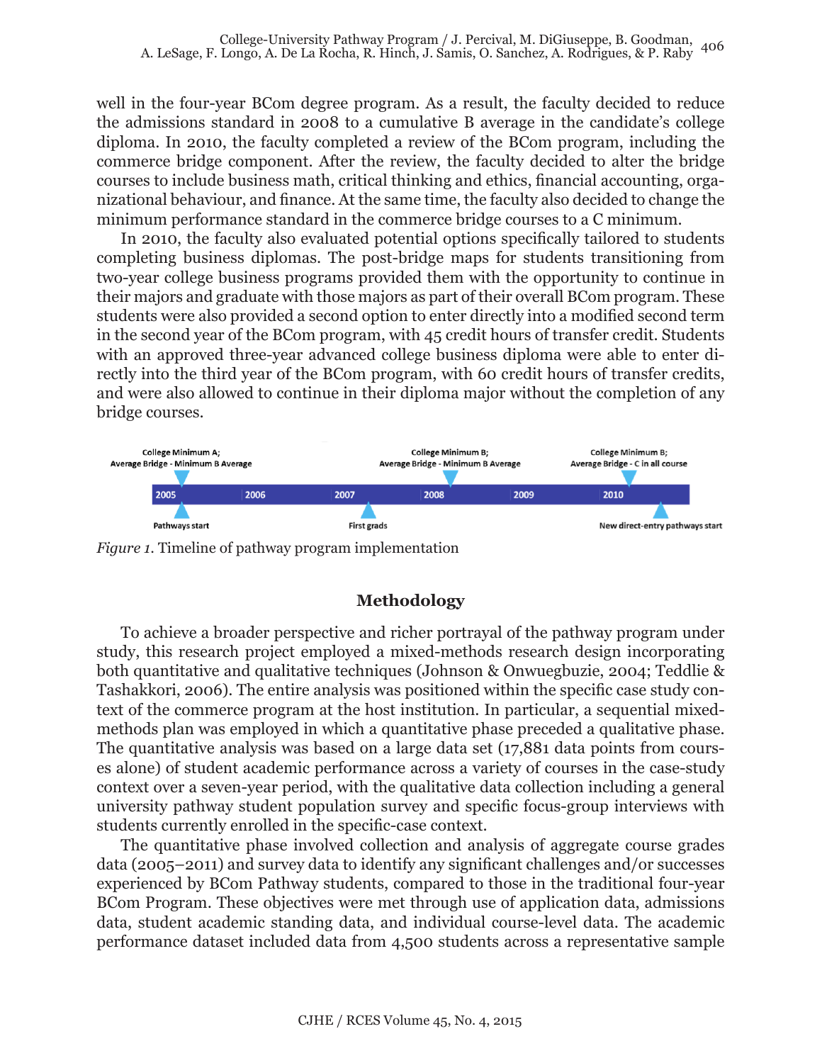well in the four-year BCom degree program. As a result, the faculty decided to reduce the admissions standard in 2008 to a cumulative B average in the candidate's college diploma. In 2010, the faculty completed a review of the BCom program, including the commerce bridge component. After the review, the faculty decided to alter the bridge courses to include business math, critical thinking and ethics, financial accounting, organizational behaviour, and finance. At the same time, the faculty also decided to change the minimum performance standard in the commerce bridge courses to a C minimum.

In 2010, the faculty also evaluated potential options specifically tailored to students completing business diplomas. The post-bridge maps for students transitioning from two-year college business programs provided them with the opportunity to continue in their majors and graduate with those majors as part of their overall BCom program. These students were also provided a second option to enter directly into a modified second term in the second year of the BCom program, with 45 credit hours of transfer credit. Students with an approved three-year advanced college business diploma were able to enter directly into the third year of the BCom program, with 60 credit hours of transfer credits, and were also allowed to continue in their diploma major without the completion of any bridge courses.

*Figure 1.* Timeline of pathway program implementation

## Methodology

To achieve a broader perspective and richer portrayal of the pathway program under study, this research project employed a mixed-methods research design incorporating both quantitative and qualitative techniques (Johnson & Onwuegbuzie, 2004; Teddlie & Tashakkori, 2006). The entire analysis was positioned within the specific case study context of the commerce program at the host institution. In particular, a sequential mixed-methods plan was employed in which a quantitative phase preceded a qualitative phase. The quantitative analysis was based on a large data set (17,881 data points from courses alone) of student academic performance across a variety of courses in the case-study context over a seven-year period, with the qualitative data collection including a general university pathway student population survey and specific focus-group interviews with students currently enrolled in the specific-case context.

The quantitative phase involved collection and analysis of aggregate course grades data (2005–2011) and survey data to identify any significant challenges and/or successes experienced by BCom Pathway students, compared to those in the traditional four-year BCom Program. These objectives were met through use of application data, admissions data, student academic standing data, and individual course-level data. The academic performance dataset included data from 4,500 students across a representative sample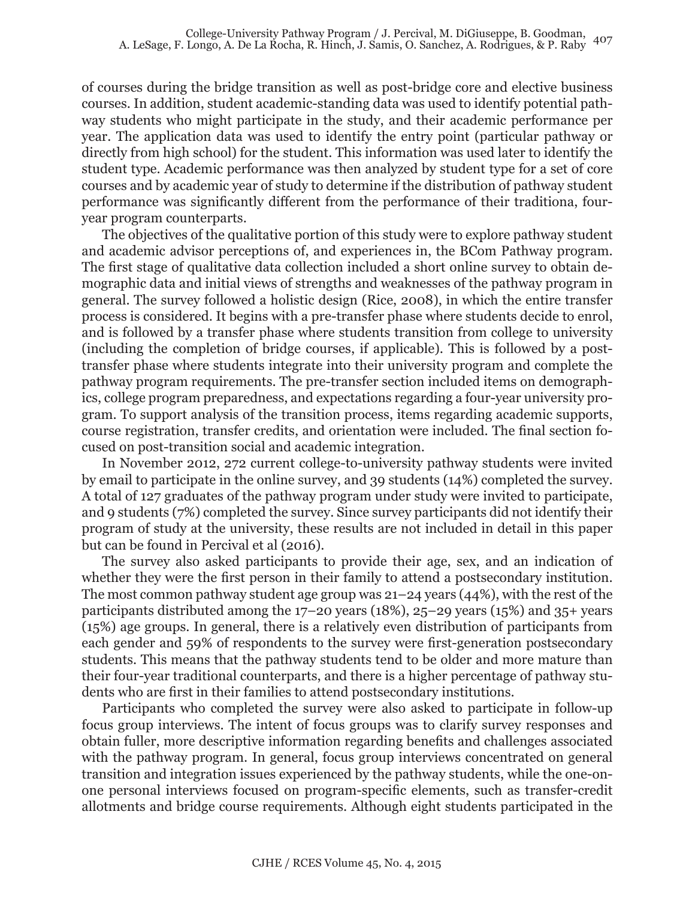of courses during the bridge transition as well as post-bridge core and elective business courses. In addition, student academic-standing data was used to identify potential pathway students who might participate in the study, and their academic performance per year. The application data was used to identify the entry point (particular pathway or directly from high school) for the student. This information was used later to identify the student type. Academic performance was then analyzed by student type for a set of core courses and by academic year of study to determine if the distribution of pathway student performance was significantly different from the performance of their traditiona, four-year program counterparts.

The objectives of the qualitative portion of this study were to explore pathway student and academic advisor perceptions of, and experiences in, the BCom Pathway program. The first stage of qualitative data collection included a short online survey to obtain demographic data and initial views of strengths and weaknesses of the pathway program in general. The survey followed a holistic design (Rice, 2008), in which the entire transfer process is considered. It begins with a pre-transfer phase where students decide to enrol, and is followed by a transfer phase where students transition from college to university (including the completion of bridge courses, if applicable). This is followed by a post-transfer phase where students integrate into their university program and complete the pathway program requirements. The pre-transfer section included items on demographics, college program preparedness, and expectations regarding a four-year university program. To support analysis of the transition process, items regarding academic supports, course registration, transfer credits, and orientation were included. The final section focused on post-transition social and academic integration.

In November 2012, 272 current college-to-university pathway students were invited by email to participate in the online survey, and 39 students (14%) completed the survey. A total of 127 graduates of the pathway program under study were invited to participate, and 9 students (7%) completed the survey. Since survey participants did not identify their program of study at the university, these results are not included in detail in this paper but can be found in Percival et al (2016).

The survey also asked participants to provide their age, sex, and an indication of whether they were the first person in their family to attend a postsecondary institution. The most common pathway student age group was 21–24 years (44%), with the rest of the participants distributed among the 17–20 years (18%), 25–29 years (15%) and 35+ years (15%) age groups. In general, there is a relatively even distribution of participants from each gender and 59% of respondents to the survey were first-generation postsecondary students. This means that the pathway students tend to be older and more mature than their four-year traditional counterparts, and there is a higher percentage of pathway students who are first in their families to attend postsecondary institutions.

Participants who completed the survey were also asked to participate in follow-up focus group interviews. The intent of focus groups was to clarify survey responses and obtain fuller, more descriptive information regarding benefits and challenges associated with the pathway program. In general, focus group interviews concentrated on general transition and integration issues experienced by the pathway students, while the one-on-one personal interviews focused on program-specific elements, such as transfer-credit allotments and bridge course requirements. Although eight students participated in the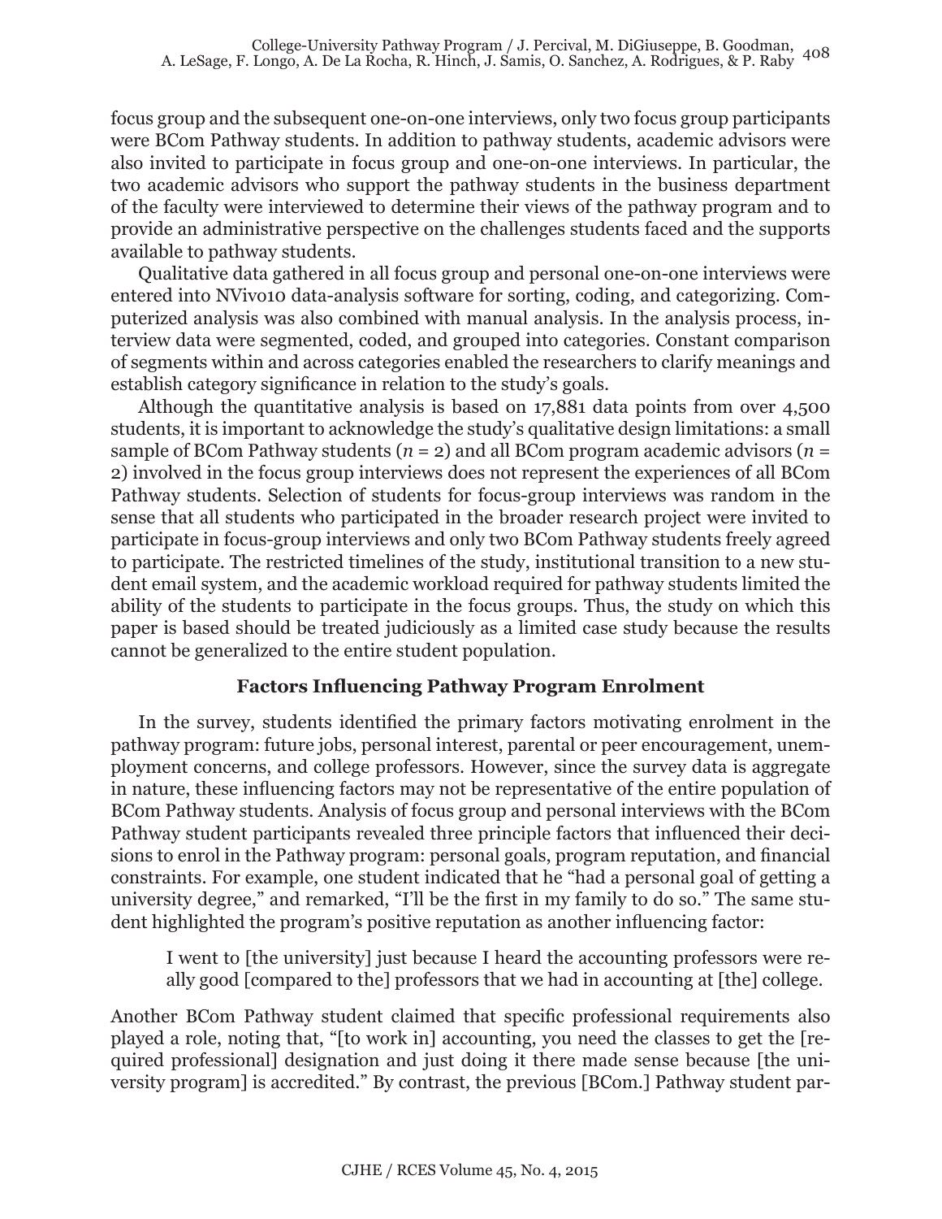focus group and the subsequent one-on-one interviews, only two focus group participants were BCom Pathway students. In addition to pathway students, academic advisors were also invited to participate in focus group and one-on-one interviews. In particular, the two academic advisors who support the pathway students in the business department of the faculty were interviewed to determine their views of the pathway program and to provide an administrative perspective on the challenges students faced and the supports available to pathway students.

Qualitative data gathered in all focus group and personal one-on-one interviews were entered into NVivo10 data-analysis software for sorting, coding, and categorizing. Computerized analysis was also combined with manual analysis. In the analysis process, interview data were segmented, coded, and grouped into categories. Constant comparison of segments within and across categories enabled the researchers to clarify meanings and establish category significance in relation to the study's goals.

Although the quantitative analysis is based on 17,881 data points from over 4,500 students, it is important to acknowledge the study's qualitative design limitations: a small sample of BCom Pathway students ($n$ = 2) and all BCom program academic advisors ($n$ = 2) involved in the focus group interviews does not represent the experiences of all BCom Pathway students. Selection of students for focus-group interviews was random in the sense that all students who participated in the broader research project were invited to participate in focus-group interviews and only two BCom Pathway students freely agreed to participate. The restricted timelines of the study, institutional transition to a new student email system, and the academic workload required for pathway students limited the ability of the students to participate in the focus groups. Thus, the study on which this paper is based should be treated judiciously as a limited case study because the results cannot be generalized to the entire student population.

## Factors Influencing Pathway Program Enrolment

In the survey, students identified the primary factors motivating enrolment in the pathway program: future jobs, personal interest, parental or peer encouragement, unemployment concerns, and college professors. However, since the survey data is aggregate in nature, these influencing factors may not be representative of the entire population of BCom Pathway students. Analysis of focus group and personal interviews with the BCom Pathway student participants revealed three principle factors that influenced their decisions to enrol in the Pathway program: personal goals, program reputation, and financial constraints. For example, one student indicated that he "had a personal goal of getting a university degree," and remarked, "I'll be the first in my family to do so." The same student highlighted the program's positive reputation as another influencing factor:

> I went to [the university] just because I heard the accounting professors were really good [compared to the] professors that we had in accounting at [the] college.

Another BCom Pathway student claimed that specific professional requirements also played a role, noting that, "[to work in] accounting, you need the classes to get the [required professional] designation and just doing it there made sense because [the university program] is accredited." By contrast, the previous [BCom.] Pathway student par-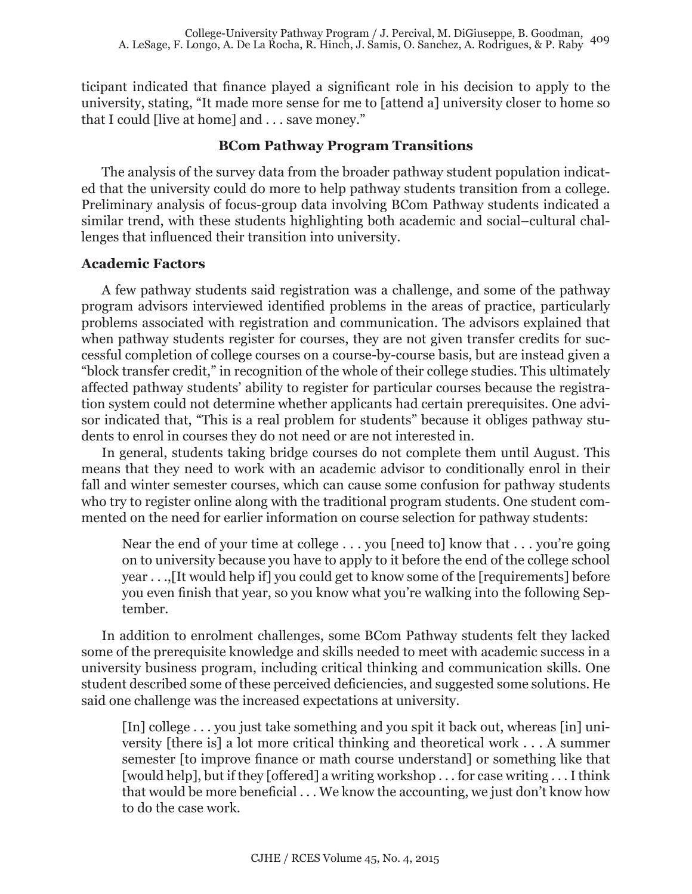ticipant indicated that finance played a significant role in his decision to apply to the university, stating, "It made more sense for me to [attend a] university closer to home so that I could [live at home] and . . . save money."

## BCom Pathway Program Transitions

The analysis of the survey data from the broader pathway student population indicated that the university could do more to help pathway students transition from a college. Preliminary analysis of focus-group data involving BCom Pathway students indicated a similar trend, with these students highlighting both academic and social–cultural challenges that influenced their transition into university.

### Academic Factors

A few pathway students said registration was a challenge, and some of the pathway program advisors interviewed identified problems in the areas of practice, particularly problems associated with registration and communication. The advisors explained that when pathway students register for courses, they are not given transfer credits for successful completion of college courses on a course-by-course basis, but are instead given a "block transfer credit," in recognition of the whole of their college studies. This ultimately affected pathway students' ability to register for particular courses because the registration system could not determine whether applicants had certain prerequisites. One advisor indicated that, "This is a real problem for students" because it obliges pathway students to enrol in courses they do not need or are not interested in.

In general, students taking bridge courses do not complete them until August. This means that they need to work with an academic advisor to conditionally enrol in their fall and winter semester courses, which can cause some confusion for pathway students who try to register online along with the traditional program students. One student commented on the need for earlier information on course selection for pathway students:

> Near the end of your time at college . . . you [need to] know that . . . you're going on to university because you have to apply to it before the end of the college school year . . .,[It would help if] you could get to know some of the [requirements] before you even finish that year, so you know what you're walking into the following September.

In addition to enrolment challenges, some BCom Pathway students felt they lacked some of the prerequisite knowledge and skills needed to meet with academic success in a university business program, including critical thinking and communication skills. One student described some of these perceived deficiencies, and suggested some solutions. He said one challenge was the increased expectations at university.

> [In] college . . . you just take something and you spit it back out, whereas [in] university [there is] a lot more critical thinking and theoretical work . . . A summer semester [to improve finance or math course understand] or something like that [would help], but if they [offered] a writing workshop . . . for case writing . . . I think that would be more beneficial . . . We know the accounting, we just don't know how to do the case work.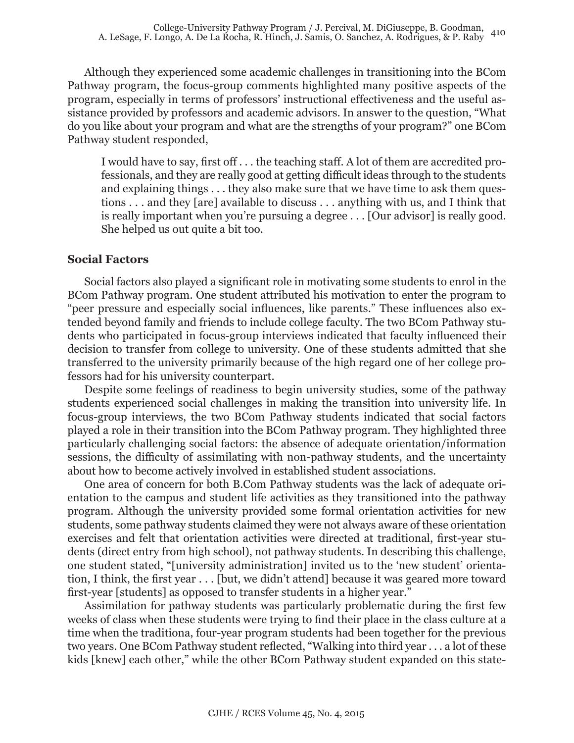Although they experienced some academic challenges in transitioning into the BCom Pathway program, the focus-group comments highlighted many positive aspects of the program, especially in terms of professors' instructional effectiveness and the useful assistance provided by professors and academic advisors. In answer to the question, "What do you like about your program and what are the strengths of your program?" one BCom Pathway student responded,

> I would have to say, first off . . . the teaching staff. A lot of them are accredited professionals, and they are really good at getting difficult ideas through to the students and explaining things . . . they also make sure that we have time to ask them questions . . . and they [are] available to discuss . . . anything with us, and I think that is really important when you're pursuing a degree . . . [Our advisor] is really good. She helped us out quite a bit too.

### Social Factors

Social factors also played a significant role in motivating some students to enrol in the BCom Pathway program. One student attributed his motivation to enter the program to "peer pressure and especially social influences, like parents." These influences also extended beyond family and friends to include college faculty. The two BCom Pathway students who participated in focus-group interviews indicated that faculty influenced their decision to transfer from college to university. One of these students admitted that she transferred to the university primarily because of the high regard one of her college professors had for his university counterpart.

Despite some feelings of readiness to begin university studies, some of the pathway students experienced social challenges in making the transition into university life. In focus-group interviews, the two BCom Pathway students indicated that social factors played a role in their transition into the BCom Pathway program. They highlighted three particularly challenging social factors: the absence of adequate orientation/information sessions, the difficulty of assimilating with non-pathway students, and the uncertainty about how to become actively involved in established student associations.

One area of concern for both B.Com Pathway students was the lack of adequate orientation to the campus and student life activities as they transitioned into the pathway program. Although the university provided some formal orientation activities for new students, some pathway students claimed they were not always aware of these orientation exercises and felt that orientation activities were directed at traditional, first-year students (direct entry from high school), not pathway students. In describing this challenge, one student stated, "[university administration] invited us to the 'new student' orientation, I think, the first year . . . [but, we didn't attend] because it was geared more toward first-year [students] as opposed to transfer students in a higher year."

Assimilation for pathway students was particularly problematic during the first few weeks of class when these students were trying to find their place in the class culture at a time when the traditiona, four-year program students had been together for the previous two years. One BCom Pathway student reflected, "Walking into third year . . . a lot of these kids [knew] each other," while the other BCom Pathway student expanded on this state-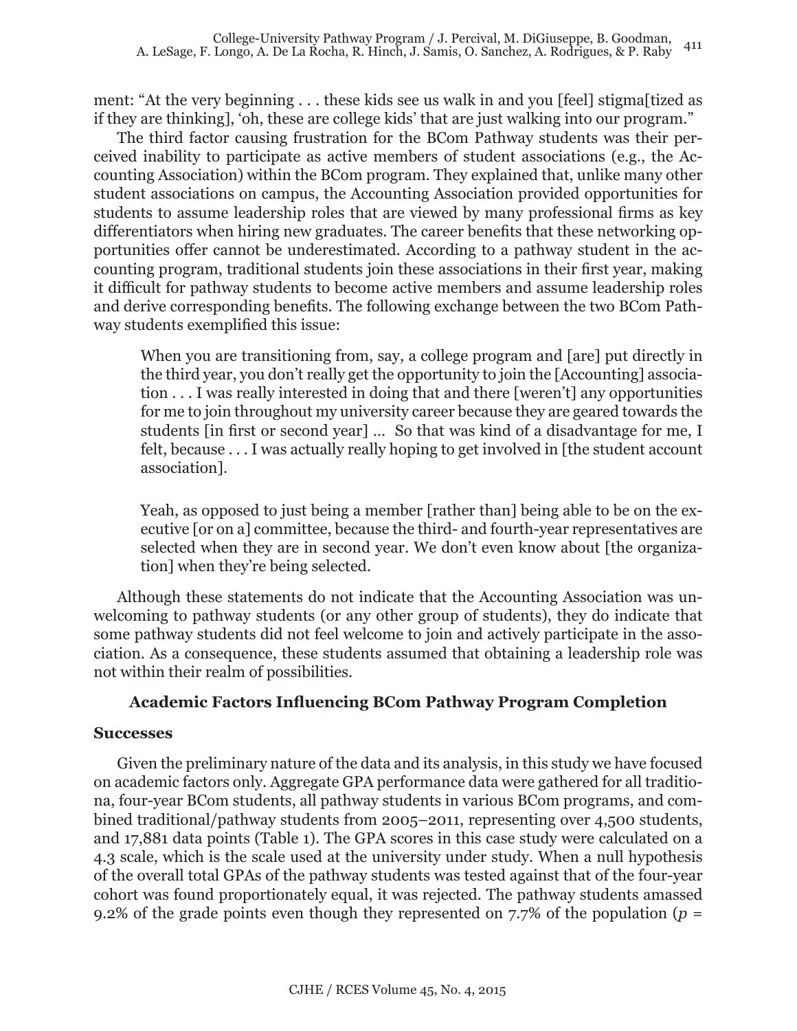ment: “At the very beginning . . . these kids see us walk in and you [feel] stigma[tized as if they are thinking], ‘oh, these are college kids’ that are just walking into our program.”

The third factor causing frustration for the BCom Pathway students was their perceived inability to participate as active members of student associations (e.g., the Accounting Association) within the BCom program. They explained that, unlike many other student associations on campus, the Accounting Association provided opportunities for students to assume leadership roles that are viewed by many professional firms as key differentiators when hiring new graduates. The career benefits that these networking opportunities offer cannot be underestimated. According to a pathway student in the accounting program, traditional students join these associations in their first year, making it difficult for pathway students to become active members and assume leadership roles and derive corresponding benefits. The following exchange between the two BCom Pathway students exemplified this issue:

> When you are transitioning from, say, a college program and [are] put directly in the third year, you don’t really get the opportunity to join the [Accounting] association . . . I was really interested in doing that and there [weren’t] any opportunities for me to join throughout my university career because they are geared towards the students [in first or second year] ... So that was kind of a disadvantage for me, I felt, because . . . I was actually really hoping to get involved in [the student account association].
>
> Yeah, as opposed to just being a member [rather than] being able to be on the executive [or on a] committee, because the third- and fourth-year representatives are selected when they are in second year. We don’t even know about [the organization] when they’re being selected.

Although these statements do not indicate that the Accounting Association was unwelcoming to pathway students (or any other group of students), they do indicate that some pathway students did not feel welcome to join and actively participate in the association. As a consequence, these students assumed that obtaining a leadership role was not within their realm of possibilities.

## Academic Factors Influencing BCom Pathway Program Completion

### Successes

Given the preliminary nature of the data and its analysis, in this study we have focused on academic factors only. Aggregate GPA performance data were gathered for all traditiona, four-year BCom students, all pathway students in various BCom programs, and combined traditional/pathway students from 2005–2011, representing over 4,500 students, and 17,881 data points (Table 1). The GPA scores in this case study were calculated on a 4.3 scale, which is the scale used at the university under study. When a null hypothesis of the overall total GPAs of the pathway students was tested against that of the four-year cohort was found proportionately equal, it was rejected. The pathway students amassed 9.2% of the grade points even though they represented on 7.7% of the population ($p$ =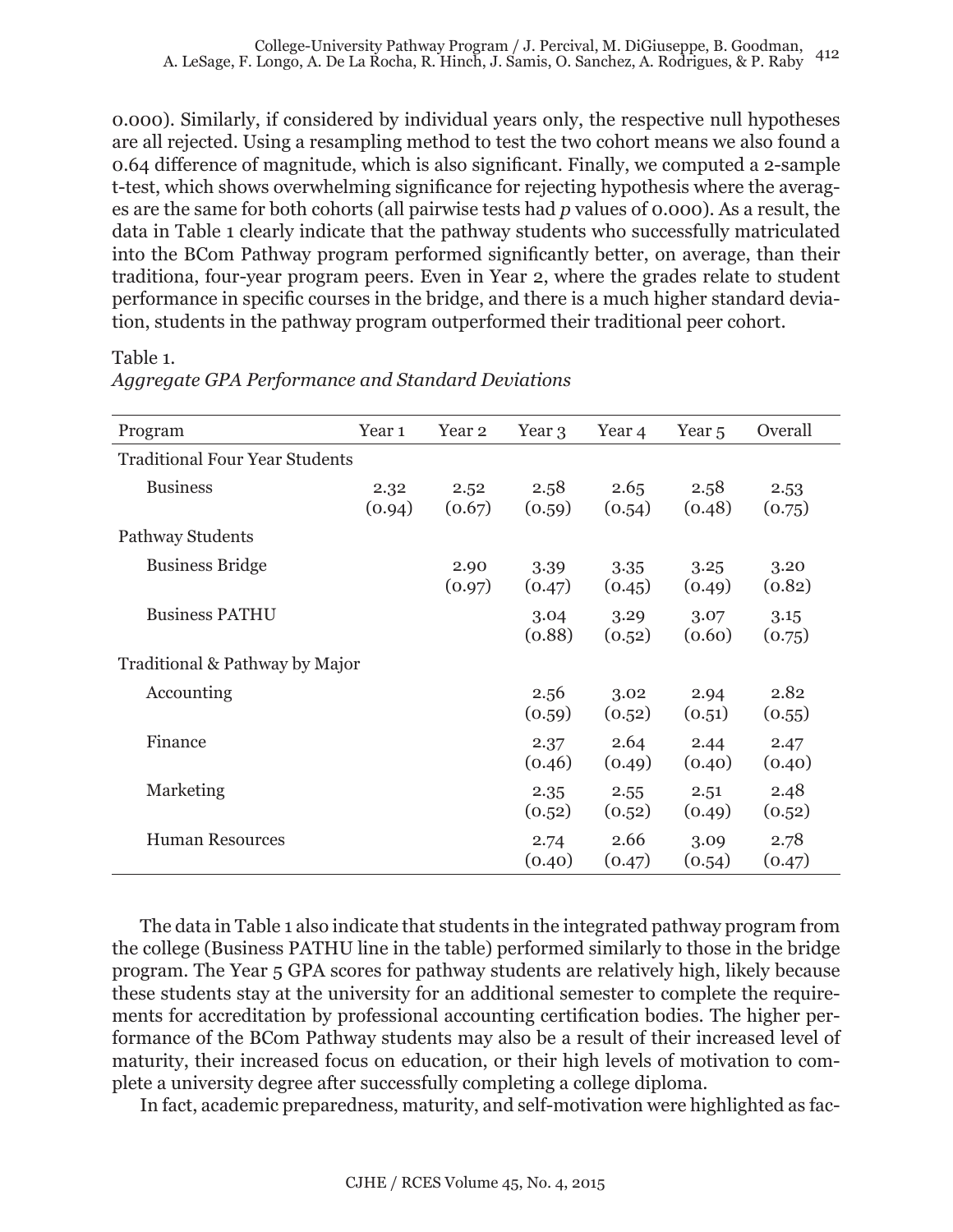0.000). Similarly, if considered by individual years only, the respective null hypotheses are all rejected. Using a resampling method to test the two cohort means we also found a 0.64 difference of magnitude, which is also significant. Finally, we computed a 2-sample t-test, which shows overwhelming significance for rejecting hypothesis where the averages are the same for both cohorts (all pairwise tests had *p* values of 0.000). As a result, the data in Table 1 clearly indicate that the pathway students who successfully matriculated into the BCom Pathway program performed significantly better, on average, than their traditiona, four-year program peers. Even in Year 2, where the grades relate to student performance in specific courses in the bridge, and there is a much higher standard deviation, students in the pathway program outperformed their traditional peer cohort.

Table 1.
*Aggregate GPA Performance and Standard Deviations*

| Program | Year 1 | Year 2 | Year 3 | Year 4 | Year 5 | Overall |
|---|---|---|---|---|---|---|
| Traditional Four Year Students | | | | | | |
| Business | 2.32 (0.94) | 2.52 (0.67) | 2.58 (0.59) | 2.65 (0.54) | 2.58 (0.48) | 2.53 (0.75) |
| Pathway Students | | | | | | |
| Business Bridge | | 2.90 (0.97) | 3.39 (0.47) | 3.35 (0.45) | 3.25 (0.49) | 3.20 (0.82) |
| Business PATHU | | | 3.04 (0.88) | 3.29 (0.52) | 3.07 (0.60) | 3.15 (0.75) |
| Traditional & Pathway by Major | | | | | | |
| Accounting | | | 2.56 (0.59) | 3.02 (0.52) | 2.94 (0.51) | 2.82 (0.55) |
| Finance | | | 2.37 (0.46) | 2.64 (0.49) | 2.44 (0.40) | 2.47 (0.40) |
| Marketing | | | 2.35 (0.52) | 2.55 (0.52) | 2.51 (0.49) | 2.48 (0.52) |
| Human Resources | | | 2.74 (0.40) | 2.66 (0.47) | 3.09 (0.54) | 2.78 (0.47) |

The data in Table 1 also indicate that students in the integrated pathway program from the college (Business PATHU line in the table) performed similarly to those in the bridge program. The Year 5 GPA scores for pathway students are relatively high, likely because these students stay at the university for an additional semester to complete the requirements for accreditation by professional accounting certification bodies. The higher performance of the BCom Pathway students may also be a result of their increased level of maturity, their increased focus on education, or their high levels of motivation to complete a university degree after successfully completing a college diploma.

In fact, academic preparedness, maturity, and self-motivation were highlighted as fac-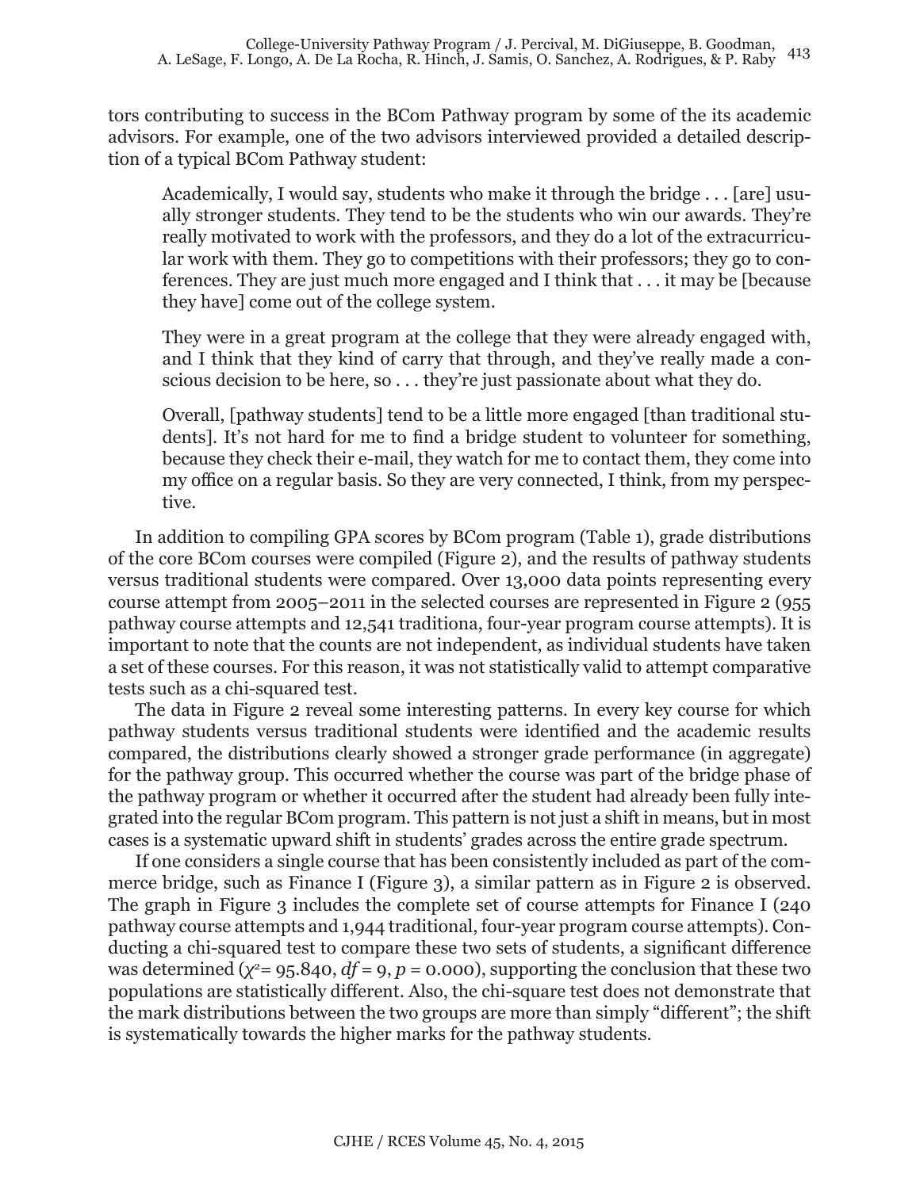tors contributing to success in the BCom Pathway program by some of the its academic advisors. For example, one of the two advisors interviewed provided a detailed description of a typical BCom Pathway student:

> Academically, I would say, students who make it through the bridge . . . [are] usually stronger students. They tend to be the students who win our awards. They're really motivated to work with the professors, and they do a lot of the extracurricular work with them. They go to competitions with their professors; they go to conferences. They are just much more engaged and I think that . . . it may be [because they have] come out of the college system.
>
> They were in a great program at the college that they were already engaged with, and I think that they kind of carry that through, and they've really made a conscious decision to be here, so . . . they're just passionate about what they do.
>
> Overall, [pathway students] tend to be a little more engaged [than traditional students]. It's not hard for me to find a bridge student to volunteer for something, because they check their e-mail, they watch for me to contact them, they come into my office on a regular basis. So they are very connected, I think, from my perspective.

In addition to compiling GPA scores by BCom program (Table 1), grade distributions of the core BCom courses were compiled (Figure 2), and the results of pathway students versus traditional students were compared. Over 13,000 data points representing every course attempt from 2005–2011 in the selected courses are represented in Figure 2 (955 pathway course attempts and 12,541 traditiona, four-year program course attempts). It is important to note that the counts are not independent, as individual students have taken a set of these courses. For this reason, it was not statistically valid to attempt comparative tests such as a chi-squared test.

The data in Figure 2 reveal some interesting patterns. In every key course for which pathway students versus traditional students were identified and the academic results compared, the distributions clearly showed a stronger grade performance (in aggregate) for the pathway group. This occurred whether the course was part of the bridge phase of the pathway program or whether it occurred after the student had already been fully integrated into the regular BCom program. This pattern is not just a shift in means, but in most cases is a systematic upward shift in students' grades across the entire grade spectrum.

If one considers a single course that has been consistently included as part of the commerce bridge, such as Finance I (Figure 3), a similar pattern as in Figure 2 is observed. The graph in Figure 3 includes the complete set of course attempts for Finance I (240 pathway course attempts and 1,944 traditional, four-year program course attempts). Conducting a chi-squared test to compare these two sets of students, a significant difference was determined ($\chi^2 = 95.840$, $df = 9$, $p = 0.000$), supporting the conclusion that these two populations are statistically different. Also, the chi-square test does not demonstrate that the mark distributions between the two groups are more than simply "different"; the shift is systematically towards the higher marks for the pathway students.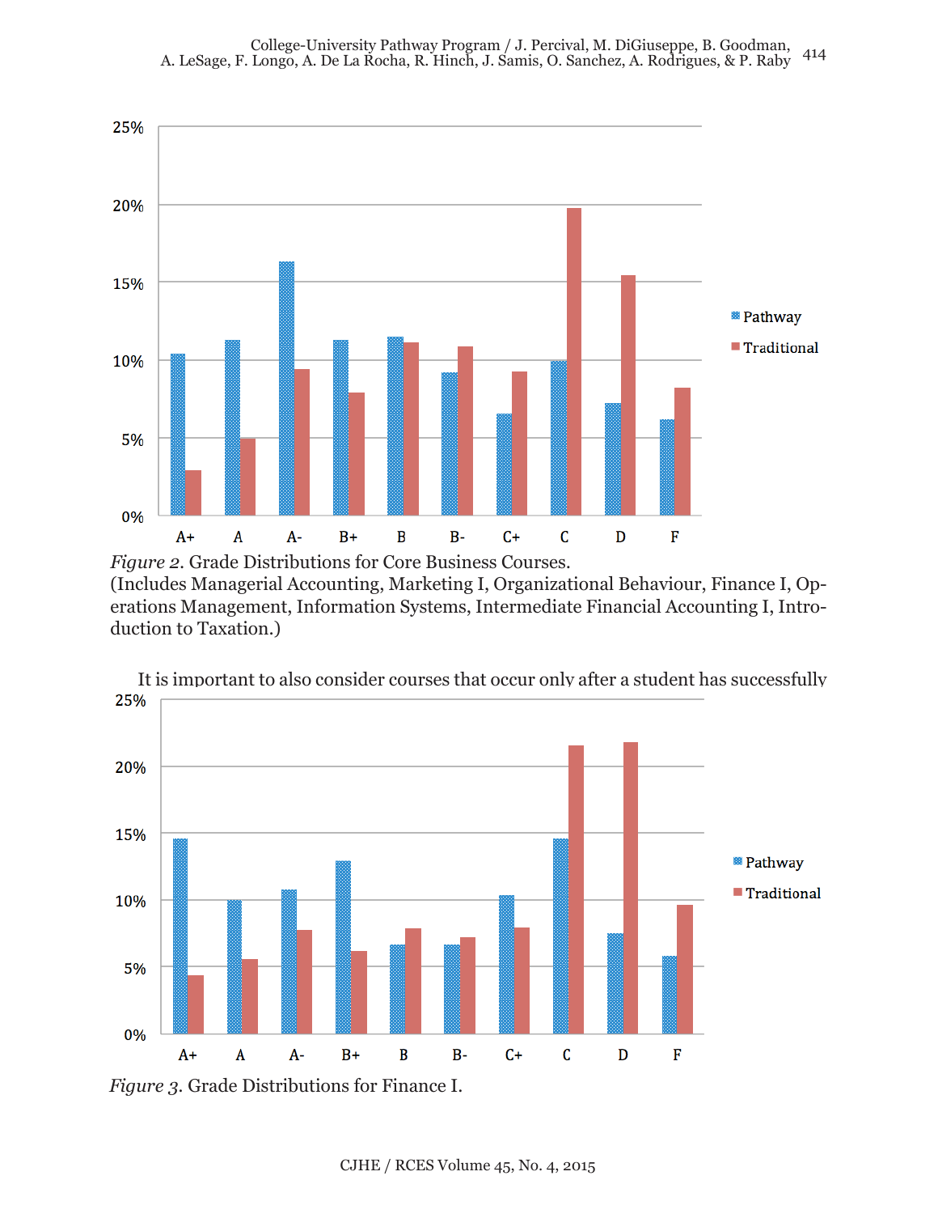*Figure 2*. Grade Distributions for Core Business Courses.
(Includes Managerial Accounting, Marketing I, Organizational Behaviour, Finance I, Operations Management, Information Systems, Intermediate Financial Accounting I, Introduction to Taxation.)

It is important to also consider courses that occur only after a student has successfully

*Figure 3*. Grade Distributions for Finance I.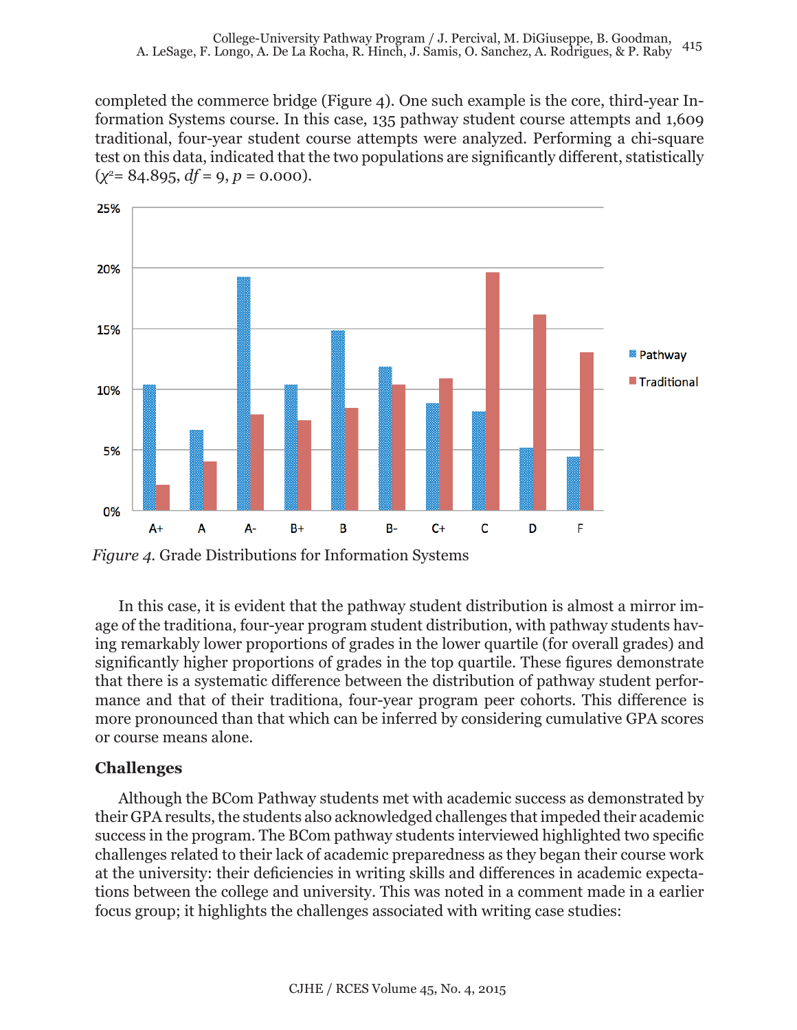completed the commerce bridge (Figure 4). One such example is the core, third-year Information Systems course. In this case, 135 pathway student course attempts and 1,609 traditional, four-year student course attempts were analyzed. Performing a chi-square test on this data, indicated that the two populations are significantly different, statistically ($\chi^2$= 84.895, *df* = 9, *p* = 0.000).

*Figure 4.* Grade Distributions for Information Systems

In this case, it is evident that the pathway student distribution is almost a mirror image of the traditiona, four-year program student distribution, with pathway students having remarkably lower proportions of grades in the lower quartile (for overall grades) and significantly higher proportions of grades in the top quartile. These figures demonstrate that there is a systematic difference between the distribution of pathway student performance and that of their traditiona, four-year program peer cohorts. This difference is more pronounced than that which can be inferred by considering cumulative GPA scores or course means alone.

## Challenges

Although the BCom Pathway students met with academic success as demonstrated by their GPA results, the students also acknowledged challenges that impeded their academic success in the program. The BCom pathway students interviewed highlighted two specific challenges related to their lack of academic preparedness as they began their course work at the university: their deficiencies in writing skills and differences in academic expectations between the college and university. This was noted in a comment made in a earlier focus group; it highlights the challenges associated with writing case studies: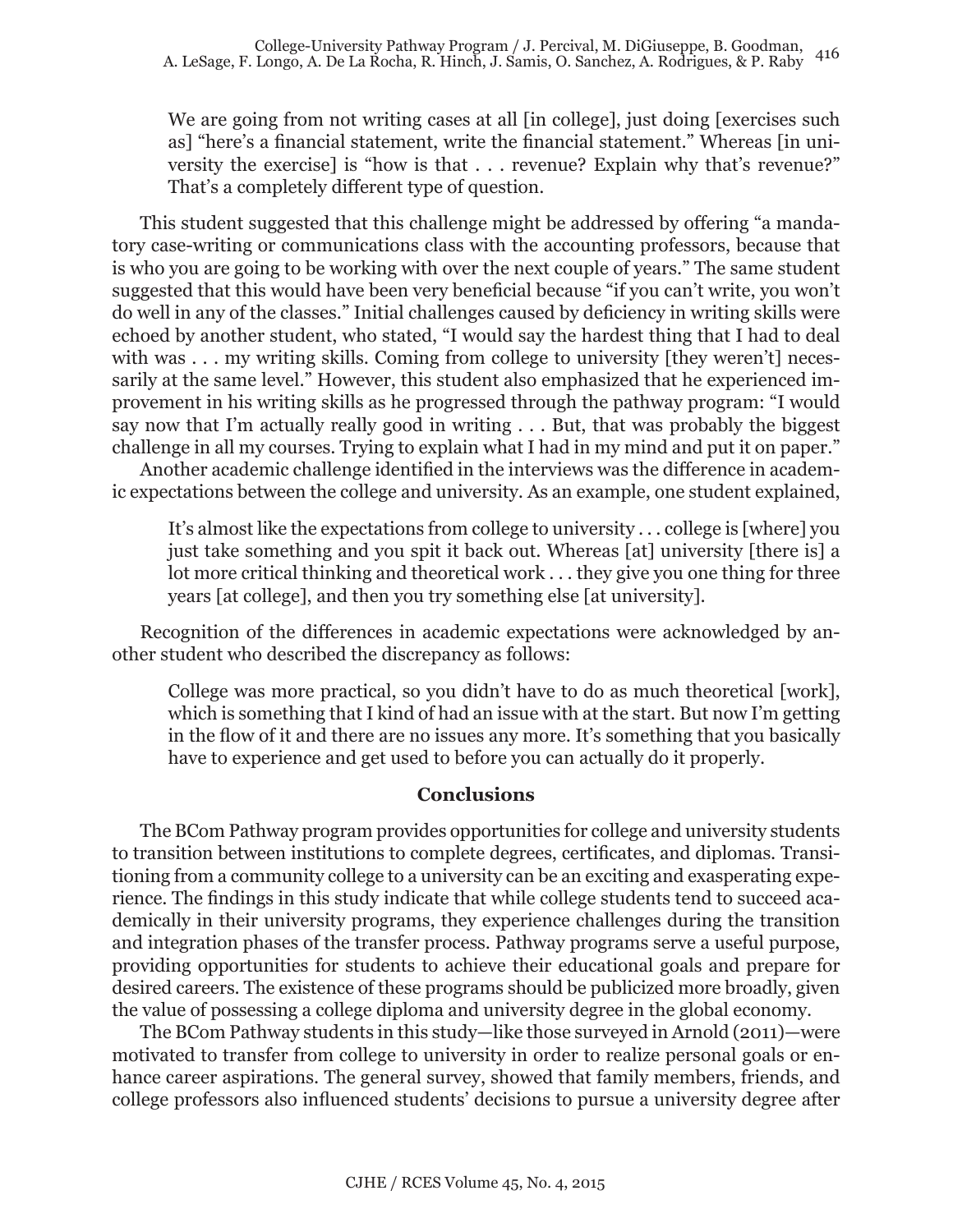> We are going from not writing cases at all [in college], just doing [exercises such as] "here's a financial statement, write the financial statement." Whereas [in university the exercise] is "how is that . . . revenue? Explain why that's revenue?" That's a completely different type of question.

This student suggested that this challenge might be addressed by offering "a mandatory case-writing or communications class with the accounting professors, because that is who you are going to be working with over the next couple of years." The same student suggested that this would have been very beneficial because "if you can't write, you won't do well in any of the classes." Initial challenges caused by deficiency in writing skills were echoed by another student, who stated, "I would say the hardest thing that I had to deal with was . . . my writing skills. Coming from college to university [they weren't] necessarily at the same level." However, this student also emphasized that he experienced improvement in his writing skills as he progressed through the pathway program: "I would say now that I'm actually really good in writing . . . But, that was probably the biggest challenge in all my courses. Trying to explain what I had in my mind and put it on paper."

Another academic challenge identified in the interviews was the difference in academic expectations between the college and university. As an example, one student explained,

> It's almost like the expectations from college to university . . . college is [where] you just take something and you spit it back out. Whereas [at] university [there is] a lot more critical thinking and theoretical work . . . they give you one thing for three years [at college], and then you try something else [at university].

Recognition of the differences in academic expectations were acknowledged by another student who described the discrepancy as follows:

> College was more practical, so you didn't have to do as much theoretical [work], which is something that I kind of had an issue with at the start. But now I'm getting in the flow of it and there are no issues any more. It's something that you basically have to experience and get used to before you can actually do it properly.

## Conclusions

The BCom Pathway program provides opportunities for college and university students to transition between institutions to complete degrees, certificates, and diplomas. Transitioning from a community college to a university can be an exciting and exasperating experience. The findings in this study indicate that while college students tend to succeed academically in their university programs, they experience challenges during the transition and integration phases of the transfer process. Pathway programs serve a useful purpose, providing opportunities for students to achieve their educational goals and prepare for desired careers. The existence of these programs should be publicized more broadly, given the value of possessing a college diploma and university degree in the global economy.

The BCom Pathway students in this study—like those surveyed in Arnold (2011)—were motivated to transfer from college to university in order to realize personal goals or enhance career aspirations. The general survey, showed that family members, friends, and college professors also influenced students' decisions to pursue a university degree after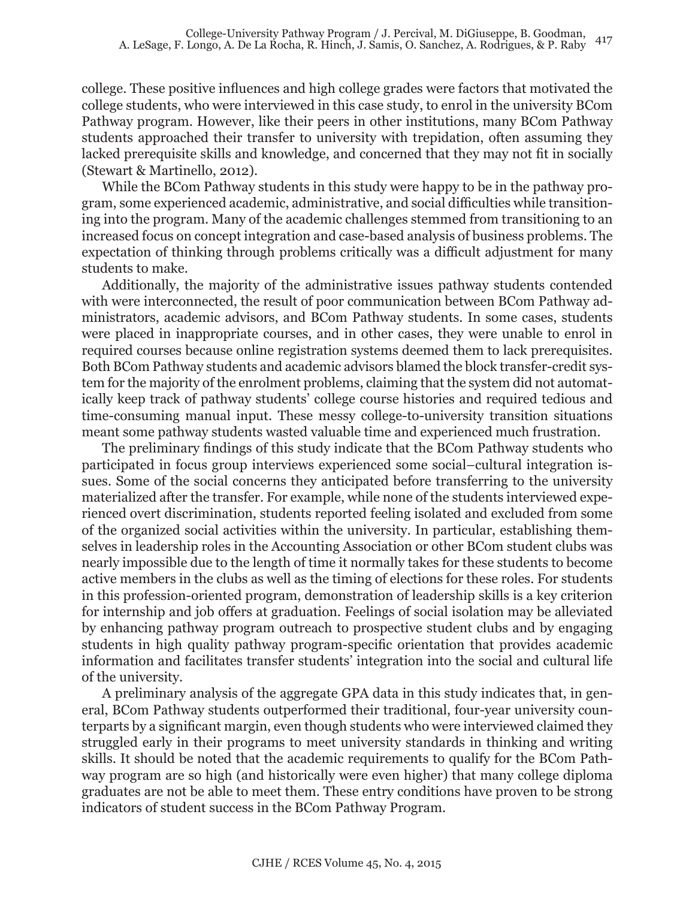college. These positive influences and high college grades were factors that motivated the college students, who were interviewed in this case study, to enrol in the university BCom Pathway program. However, like their peers in other institutions, many BCom Pathway students approached their transfer to university with trepidation, often assuming they lacked prerequisite skills and knowledge, and concerned that they may not fit in socially (Stewart & Martinello, 2012).

While the BCom Pathway students in this study were happy to be in the pathway program, some experienced academic, administrative, and social difficulties while transitioning into the program. Many of the academic challenges stemmed from transitioning to an increased focus on concept integration and case-based analysis of business problems. The expectation of thinking through problems critically was a difficult adjustment for many students to make.

Additionally, the majority of the administrative issues pathway students contended with were interconnected, the result of poor communication between BCom Pathway administrators, academic advisors, and BCom Pathway students. In some cases, students were placed in inappropriate courses, and in other cases, they were unable to enrol in required courses because online registration systems deemed them to lack prerequisites. Both BCom Pathway students and academic advisors blamed the block transfer-credit system for the majority of the enrolment problems, claiming that the system did not automatically keep track of pathway students' college course histories and required tedious and time-consuming manual input. These messy college-to-university transition situations meant some pathway students wasted valuable time and experienced much frustration.

The preliminary findings of this study indicate that the BCom Pathway students who participated in focus group interviews experienced some social–cultural integration issues. Some of the social concerns they anticipated before transferring to the university materialized after the transfer. For example, while none of the students interviewed experienced overt discrimination, students reported feeling isolated and excluded from some of the organized social activities within the university. In particular, establishing themselves in leadership roles in the Accounting Association or other BCom student clubs was nearly impossible due to the length of time it normally takes for these students to become active members in the clubs as well as the timing of elections for these roles. For students in this profession-oriented program, demonstration of leadership skills is a key criterion for internship and job offers at graduation. Feelings of social isolation may be alleviated by enhancing pathway program outreach to prospective student clubs and by engaging students in high quality pathway program-specific orientation that provides academic information and facilitates transfer students' integration into the social and cultural life of the university.

A preliminary analysis of the aggregate GPA data in this study indicates that, in general, BCom Pathway students outperformed their traditional, four-year university counterparts by a significant margin, even though students who were interviewed claimed they struggled early in their programs to meet university standards in thinking and writing skills. It should be noted that the academic requirements to qualify for the BCom Pathway program are so high (and historically were even higher) that many college diploma graduates are not be able to meet them. These entry conditions have proven to be strong indicators of student success in the BCom Pathway Program.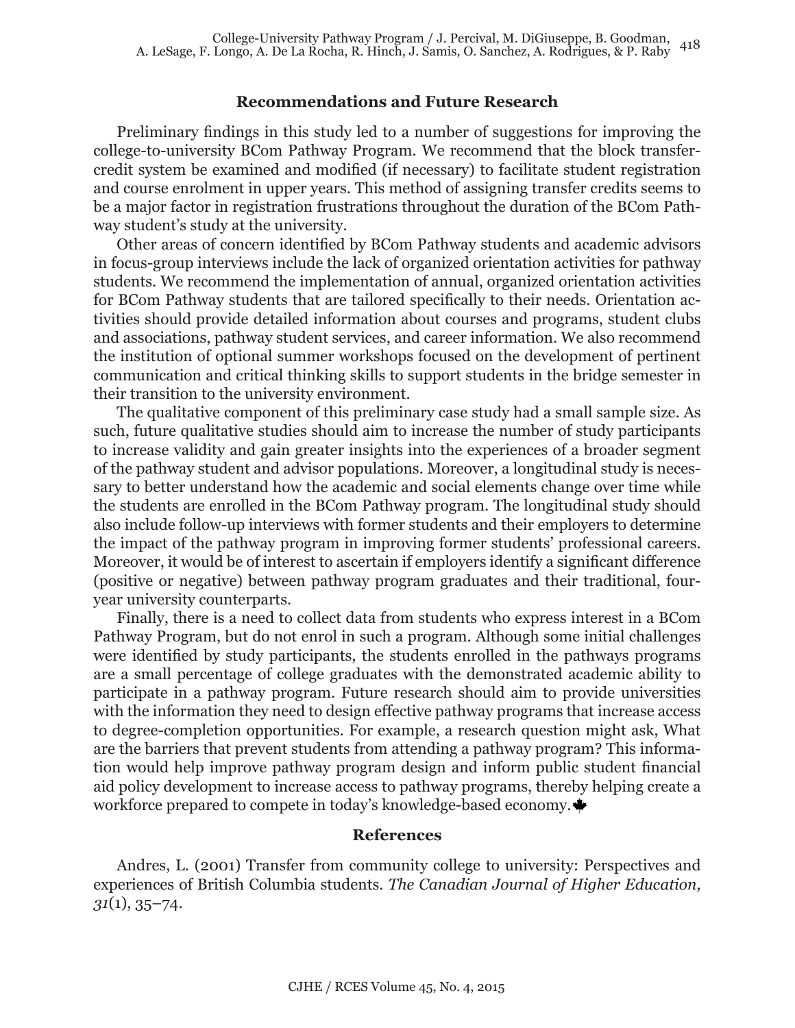## Recommendations and Future Research

Preliminary findings in this study led to a number of suggestions for improving the college-to-university BCom Pathway Program. We recommend that the block transfer-credit system be examined and modified (if necessary) to facilitate student registration and course enrolment in upper years. This method of assigning transfer credits seems to be a major factor in registration frustrations throughout the duration of the BCom Pathway student's study at the university.

Other areas of concern identified by BCom Pathway students and academic advisors in focus-group interviews include the lack of organized orientation activities for pathway students. We recommend the implementation of annual, organized orientation activities for BCom Pathway students that are tailored specifically to their needs. Orientation activities should provide detailed information about courses and programs, student clubs and associations, pathway student services, and career information. We also recommend the institution of optional summer workshops focused on the development of pertinent communication and critical thinking skills to support students in the bridge semester in their transition to the university environment.

The qualitative component of this preliminary case study had a small sample size. As such, future qualitative studies should aim to increase the number of study participants to increase validity and gain greater insights into the experiences of a broader segment of the pathway student and advisor populations. Moreover, a longitudinal study is necessary to better understand how the academic and social elements change over time while the students are enrolled in the BCom Pathway program. The longitudinal study should also include follow-up interviews with former students and their employers to determine the impact of the pathway program in improving former students' professional careers. Moreover, it would be of interest to ascertain if employers identify a significant difference (positive or negative) between pathway program graduates and their traditional, four-year university counterparts.

Finally, there is a need to collect data from students who express interest in a BCom Pathway Program, but do not enrol in such a program. Although some initial challenges were identified by study participants, the students enrolled in the pathways programs are a small percentage of college graduates with the demonstrated academic ability to participate in a pathway program. Future research should aim to provide universities with the information they need to design effective pathway programs that increase access to degree-completion opportunities. For example, a research question might ask, What are the barriers that prevent students from attending a pathway program? This information would help improve pathway program design and inform public student financial aid policy development to increase access to pathway programs, thereby helping create a workforce prepared to compete in today's knowledge-based economy.

## References

Andres, L. (2001) Transfer from community college to university: Perspectives and experiences of British Columbia students. *The Canadian Journal of Higher Education, 31*(1), 35–74.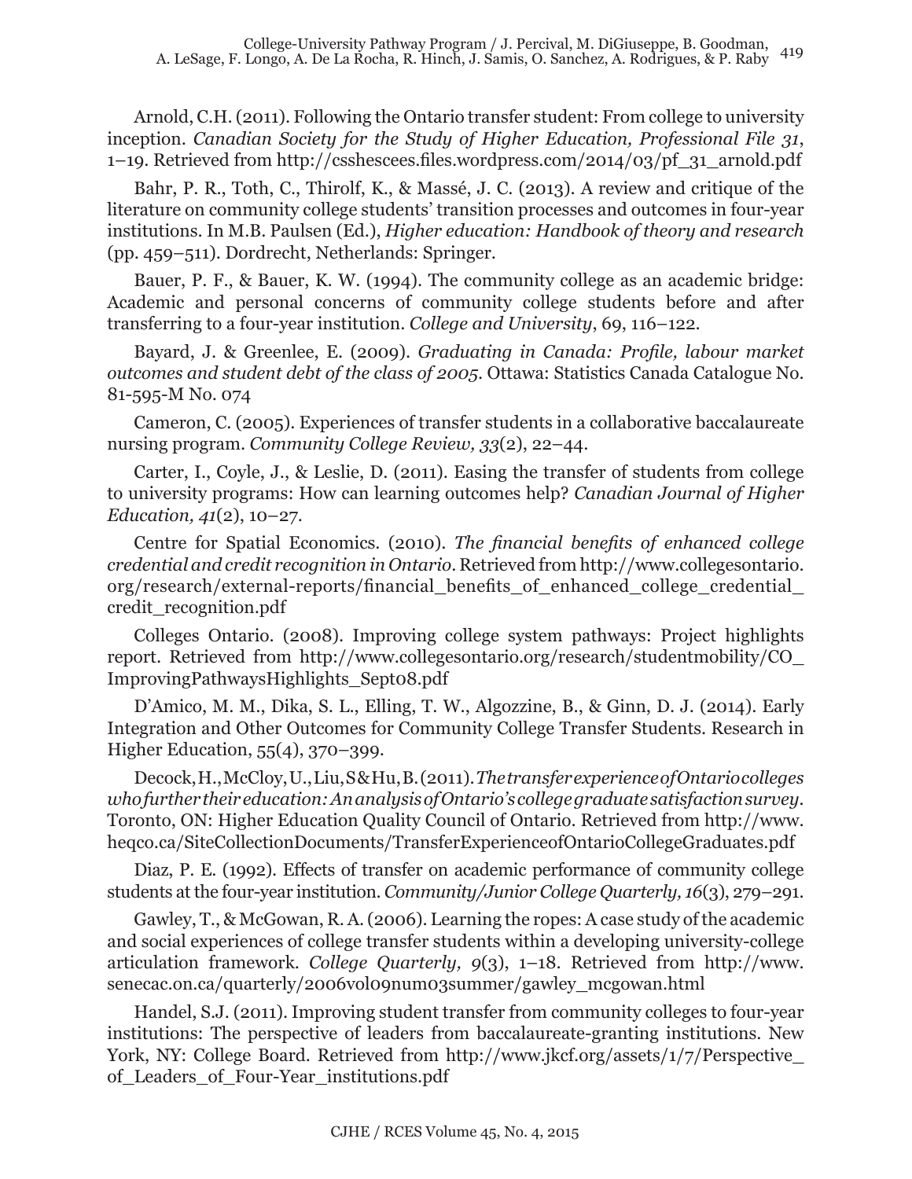Arnold, C.H. (2011). Following the Ontario transfer student: From college to university inception. *Canadian Society for the Study of Higher Education, Professional File 31*, 1–19. Retrieved from http://csshescees.files.wordpress.com/2014/03/pf_31_arnold.pdf

Bahr, P. R., Toth, C., Thirolf, K., & Massé, J. C. (2013). A review and critique of the literature on community college students' transition processes and outcomes in four-year institutions. In M.B. Paulsen (Ed.), *Higher education: Handbook of theory and research* (pp. 459–511). Dordrecht, Netherlands: Springer.

Bauer, P. F., & Bauer, K. W. (1994). The community college as an academic bridge: Academic and personal concerns of community college students before and after transferring to a four-year institution. *College and University*, 69, 116–122.

Bayard, J. & Greenlee, E. (2009). *Graduating in Canada: Profile, labour market outcomes and student debt of the class of 2005*. Ottawa: Statistics Canada Catalogue No. 81-595-M No. 074

Cameron, C. (2005). Experiences of transfer students in a collaborative baccalaureate nursing program. *Community College Review, 33*(2), 22–44.

Carter, I., Coyle, J., & Leslie, D. (2011). Easing the transfer of students from college to university programs: How can learning outcomes help? *Canadian Journal of Higher Education, 41*(2), 10–27.

Centre for Spatial Economics. (2010). *The financial benefits of enhanced college credential and credit recognition in Ontario*. Retrieved from http://www.collegesontario.org/research/external-reports/financial_benefits_of_enhanced_college_credential_credit_recognition.pdf

Colleges Ontario. (2008). Improving college system pathways: Project highlights report. Retrieved from http://www.collegesontario.org/research/studentmobility/CO_ImprovingPathwaysHighlights_Sept08.pdf

D'Amico, M. M., Dika, S. L., Elling, T. W., Algozzine, B., & Ginn, D. J. (2014). Early Integration and Other Outcomes for Community College Transfer Students. Research in Higher Education, 55(4), 370–399.

Decock, H., McCloy, U., Liu, S & Hu, B. (2011). *The transfer experience of Ontario colleges who further their education: An analysis of Ontario's college graduate satisfaction survey*. Toronto, ON: Higher Education Quality Council of Ontario. Retrieved from http://www.heqco.ca/SiteCollectionDocuments/TransferExperienceofOntarioCollegeGraduates.pdf

Diaz, P. E. (1992). Effects of transfer on academic performance of community college students at the four-year institution. *Community/Junior College Quarterly, 16*(3), 279–291.

Gawley, T., & McGowan, R. A. (2006). Learning the ropes: A case study of the academic and social experiences of college transfer students within a developing university-college articulation framework. *College Quarterly, 9*(3), 1–18. Retrieved from http://www.senecac.on.ca/quarterly/2006vol09num03summer/gawley_mcgowan.html

Handel, S.J. (2011). Improving student transfer from community colleges to four-year institutions: The perspective of leaders from baccalaureate-granting institutions. New York, NY: College Board. Retrieved from http://www.jkcf.org/assets/1/7/Perspective_of_Leaders_of_Four-Year_institutions.pdf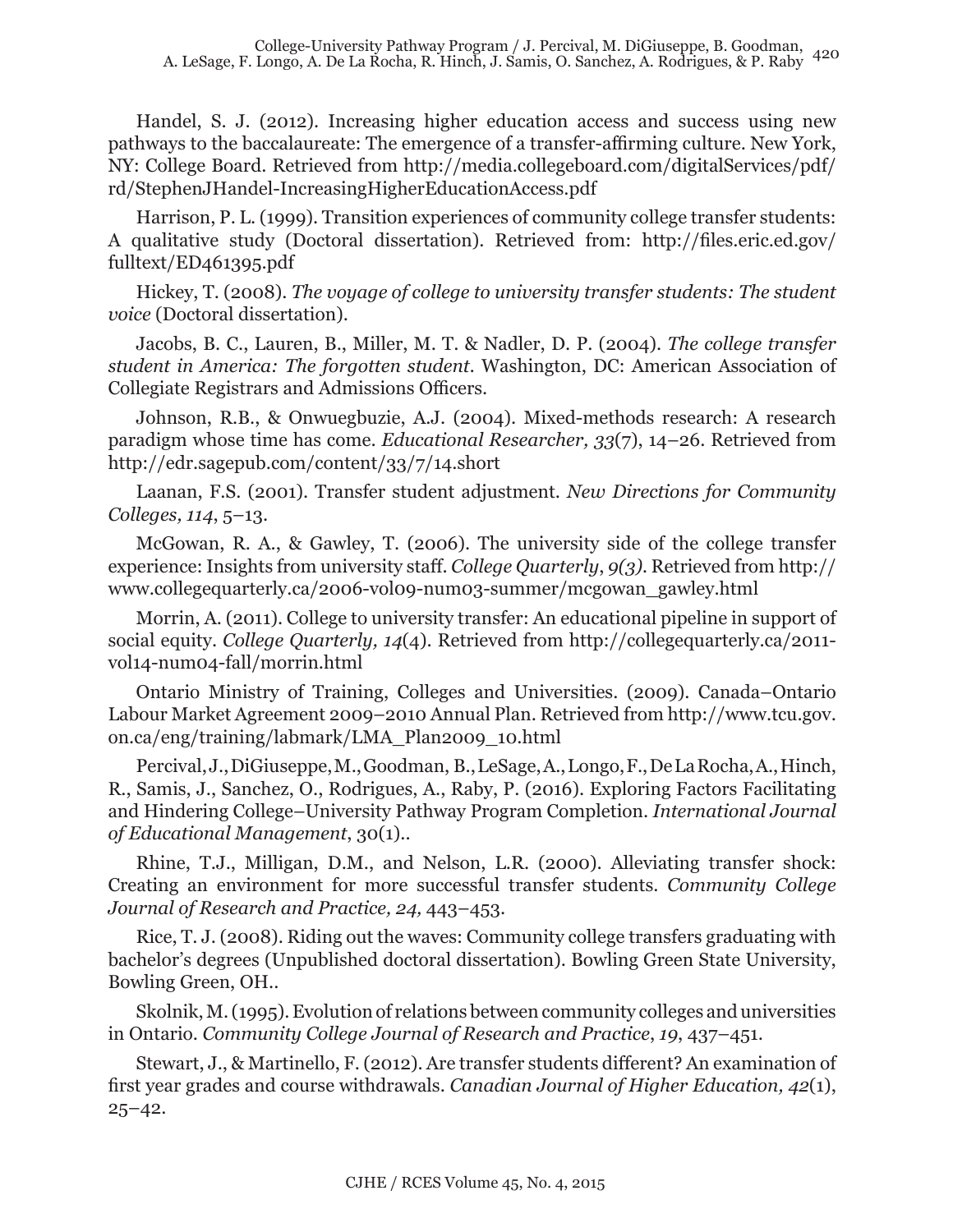Handel, S. J. (2012). Increasing higher education access and success using new pathways to the baccalaureate: The emergence of a transfer-affirming culture. New York, NY: College Board. Retrieved from http://media.collegeboard.com/digitalServices/pdf/rd/StephenJHandel-IncreasingHigherEducationAccess.pdf

Harrison, P. L. (1999). Transition experiences of community college transfer students: A qualitative study (Doctoral dissertation). Retrieved from: http://files.eric.ed.gov/fulltext/ED461395.pdf

Hickey, T. (2008). *The voyage of college to university transfer students: The student voice* (Doctoral dissertation).

Jacobs, B. C., Lauren, B., Miller, M. T. & Nadler, D. P. (2004). *The college transfer student in America: The forgotten student*. Washington, DC: American Association of Collegiate Registrars and Admissions Officers.

Johnson, R.B., & Onwuegbuzie, A.J. (2004). Mixed-methods research: A research paradigm whose time has come. *Educational Researcher, 33*(7), 14–26. Retrieved from http://edr.sagepub.com/content/33/7/14.short

Laanan, F.S. (2001). Transfer student adjustment. *New Directions for Community Colleges, 114*, 5–13.

McGowan, R. A., & Gawley, T. (2006). The university side of the college transfer experience: Insights from university staff. *College Quarterly*, *9(3)*. Retrieved from http://www.collegequarterly.ca/2006-vol09-num03-summer/mcgowan_gawley.html

Morrin, A. (2011). College to university transfer: An educational pipeline in support of social equity. *College Quarterly, 14*(4). Retrieved from http://collegequarterly.ca/2011-vol14-num04-fall/morrin.html

Ontario Ministry of Training, Colleges and Universities. (2009). Canada–Ontario Labour Market Agreement 2009–2010 Annual Plan. Retrieved from http://www.tcu.gov.on.ca/eng/training/labmark/LMA_Plan2009_10.html

Percival, J., DiGiuseppe, M., Goodman, B., LeSage, A., Longo, F., De La Rocha, A., Hinch, R., Samis, J., Sanchez, O., Rodrigues, A., Raby, P. (2016). Exploring Factors Facilitating and Hindering College–University Pathway Program Completion. *International Journal of Educational Management*, 30(1)..

Rhine, T.J., Milligan, D.M., and Nelson, L.R. (2000). Alleviating transfer shock: Creating an environment for more successful transfer students. *Community College Journal of Research and Practice, 24,* 443–453.

Rice, T. J. (2008). Riding out the waves: Community college transfers graduating with bachelor's degrees (Unpublished doctoral dissertation). Bowling Green State University, Bowling Green, OH..

Skolnik, M. (1995). Evolution of relations between community colleges and universities in Ontario. *Community College Journal of Research and Practice*, *19*, 437–451.

Stewart, J., & Martinello, F. (2012). Are transfer students different? An examination of first year grades and course withdrawals. *Canadian Journal of Higher Education, 42*(1), 25–42.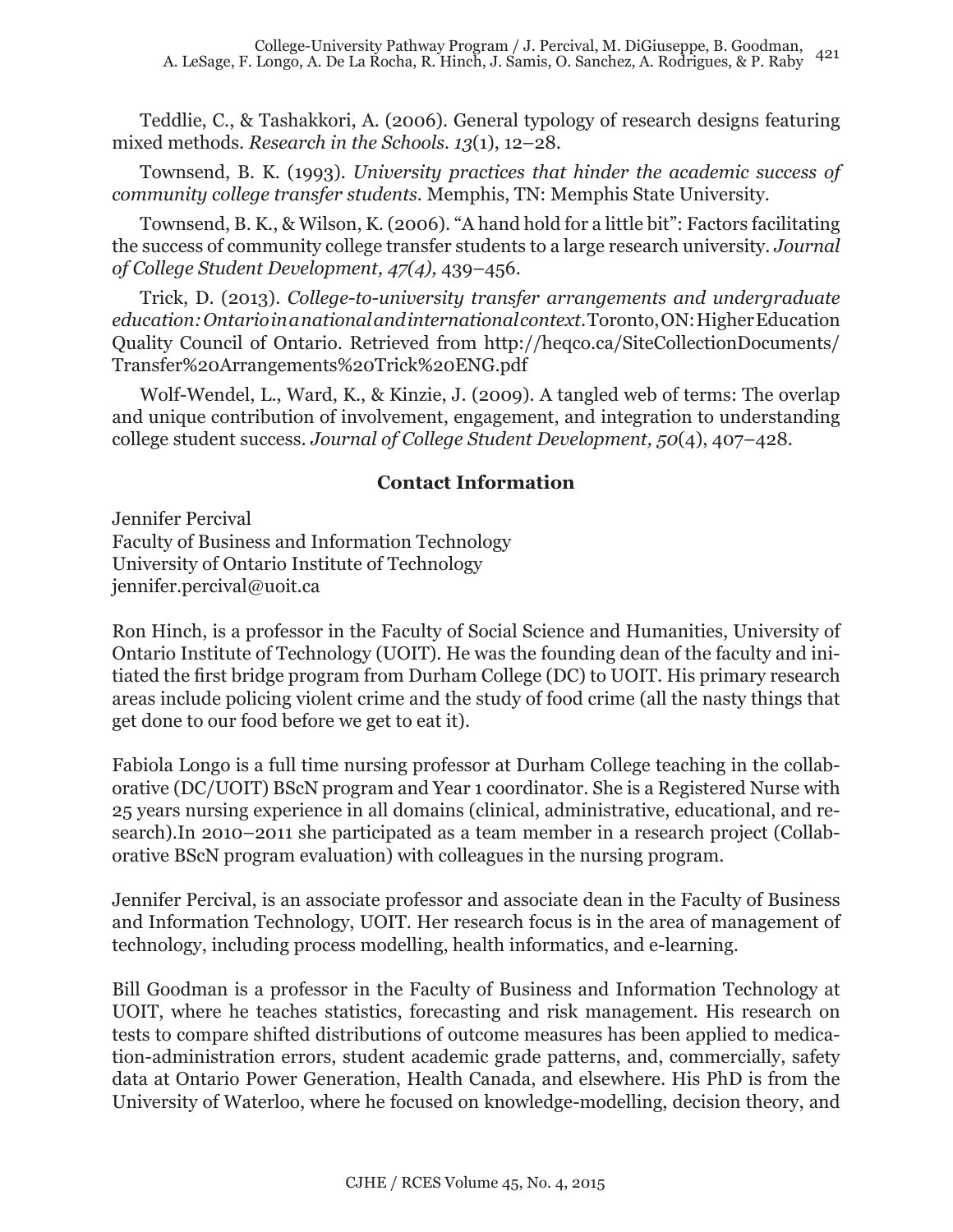Teddlie, C., & Tashakkori, A. (2006). General typology of research designs featuring mixed methods. *Research in the Schools. 13*(1), 12–28.

Townsend, B. K. (1993). *University practices that hinder the academic success of community college transfer students*. Memphis, TN: Memphis State University.

Townsend, B. K., & Wilson, K. (2006). "A hand hold for a little bit": Factors facilitating the success of community college transfer students to a large research university. *Journal of College Student Development, 47(4),* 439–456.

Trick, D. (2013). *College-to-university transfer arrangements and undergraduate education: Ontario in a national and international context*. Toronto, ON: Higher Education Quality Council of Ontario. Retrieved from http://heqco.ca/SiteCollectionDocuments/Transfer%20Arrangements%20Trick%20ENG.pdf

Wolf-Wendel, L., Ward, K., & Kinzie, J. (2009). A tangled web of terms: The overlap and unique contribution of involvement, engagement, and integration to understanding college student success. *Journal of College Student Development, 50*(4), 407–428.

## Contact Information

Jennifer Percival
Faculty of Business and Information Technology
University of Ontario Institute of Technology
jennifer.percival@uoit.ca

Ron Hinch, is a professor in the Faculty of Social Science and Humanities, University of Ontario Institute of Technology (UOIT). He was the founding dean of the faculty and initiated the first bridge program from Durham College (DC) to UOIT. His primary research areas include policing violent crime and the study of food crime (all the nasty things that get done to our food before we get to eat it).

Fabiola Longo is a full time nursing professor at Durham College teaching in the collaborative (DC/UOIT) BScN program and Year 1 coordinator. She is a Registered Nurse with 25 years nursing experience in all domains (clinical, administrative, educational, and research).In 2010–2011 she participated as a team member in a research project (Collaborative BScN program evaluation) with colleagues in the nursing program.

Jennifer Percival, is an associate professor and associate dean in the Faculty of Business and Information Technology, UOIT. Her research focus is in the area of management of technology, including process modelling, health informatics, and e-learning.

Bill Goodman is a professor in the Faculty of Business and Information Technology at UOIT, where he teaches statistics, forecasting and risk management. His research on tests to compare shifted distributions of outcome measures has been applied to medication-administration errors, student academic grade patterns, and, commercially, safety data at Ontario Power Generation, Health Canada, and elsewhere. His PhD is from the University of Waterloo, where he focused on knowledge-modelling, decision theory, and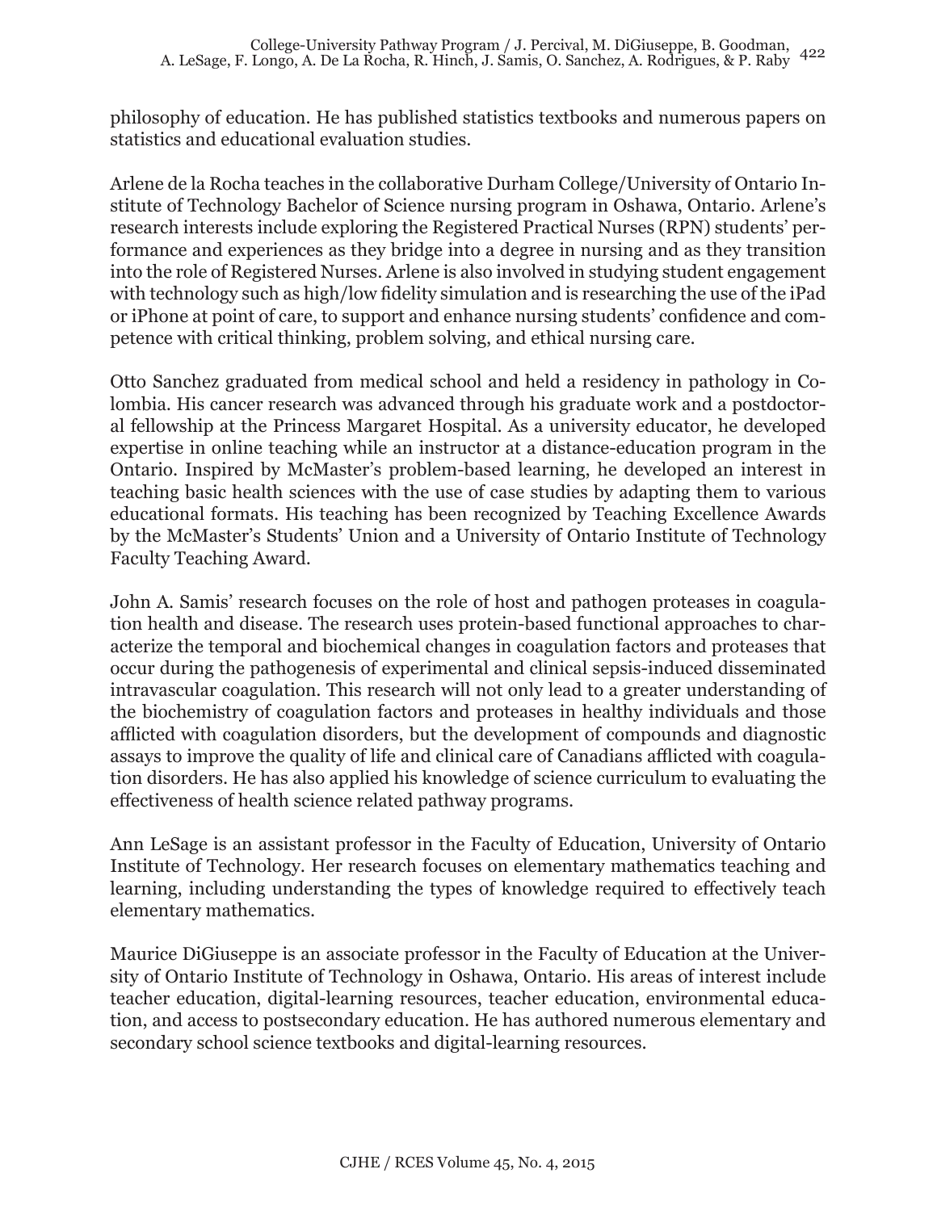philosophy of education. He has published statistics textbooks and numerous papers on statistics and educational evaluation studies.

Arlene de la Rocha teaches in the collaborative Durham College/University of Ontario Institute of Technology Bachelor of Science nursing program in Oshawa, Ontario. Arlene's research interests include exploring the Registered Practical Nurses (RPN) students' performance and experiences as they bridge into a degree in nursing and as they transition into the role of Registered Nurses. Arlene is also involved in studying student engagement with technology such as high/low fidelity simulation and is researching the use of the iPad or iPhone at point of care, to support and enhance nursing students' confidence and competence with critical thinking, problem solving, and ethical nursing care.

Otto Sanchez graduated from medical school and held a residency in pathology in Colombia. His cancer research was advanced through his graduate work and a postdoctoral fellowship at the Princess Margaret Hospital. As a university educator, he developed expertise in online teaching while an instructor at a distance-education program in the Ontario. Inspired by McMaster's problem-based learning, he developed an interest in teaching basic health sciences with the use of case studies by adapting them to various educational formats. His teaching has been recognized by Teaching Excellence Awards by the McMaster's Students' Union and a University of Ontario Institute of Technology Faculty Teaching Award.

John A. Samis' research focuses on the role of host and pathogen proteases in coagulation health and disease. The research uses protein-based functional approaches to characterize the temporal and biochemical changes in coagulation factors and proteases that occur during the pathogenesis of experimental and clinical sepsis-induced disseminated intravascular coagulation. This research will not only lead to a greater understanding of the biochemistry of coagulation factors and proteases in healthy individuals and those afflicted with coagulation disorders, but the development of compounds and diagnostic assays to improve the quality of life and clinical care of Canadians afflicted with coagulation disorders. He has also applied his knowledge of science curriculum to evaluating the effectiveness of health science related pathway programs.

Ann LeSage is an assistant professor in the Faculty of Education, University of Ontario Institute of Technology. Her research focuses on elementary mathematics teaching and learning, including understanding the types of knowledge required to effectively teach elementary mathematics.

Maurice DiGiuseppe is an associate professor in the Faculty of Education at the University of Ontario Institute of Technology in Oshawa, Ontario. His areas of interest include teacher education, digital-learning resources, teacher education, environmental education, and access to postsecondary education. He has authored numerous elementary and secondary school science textbooks and digital-learning resources.